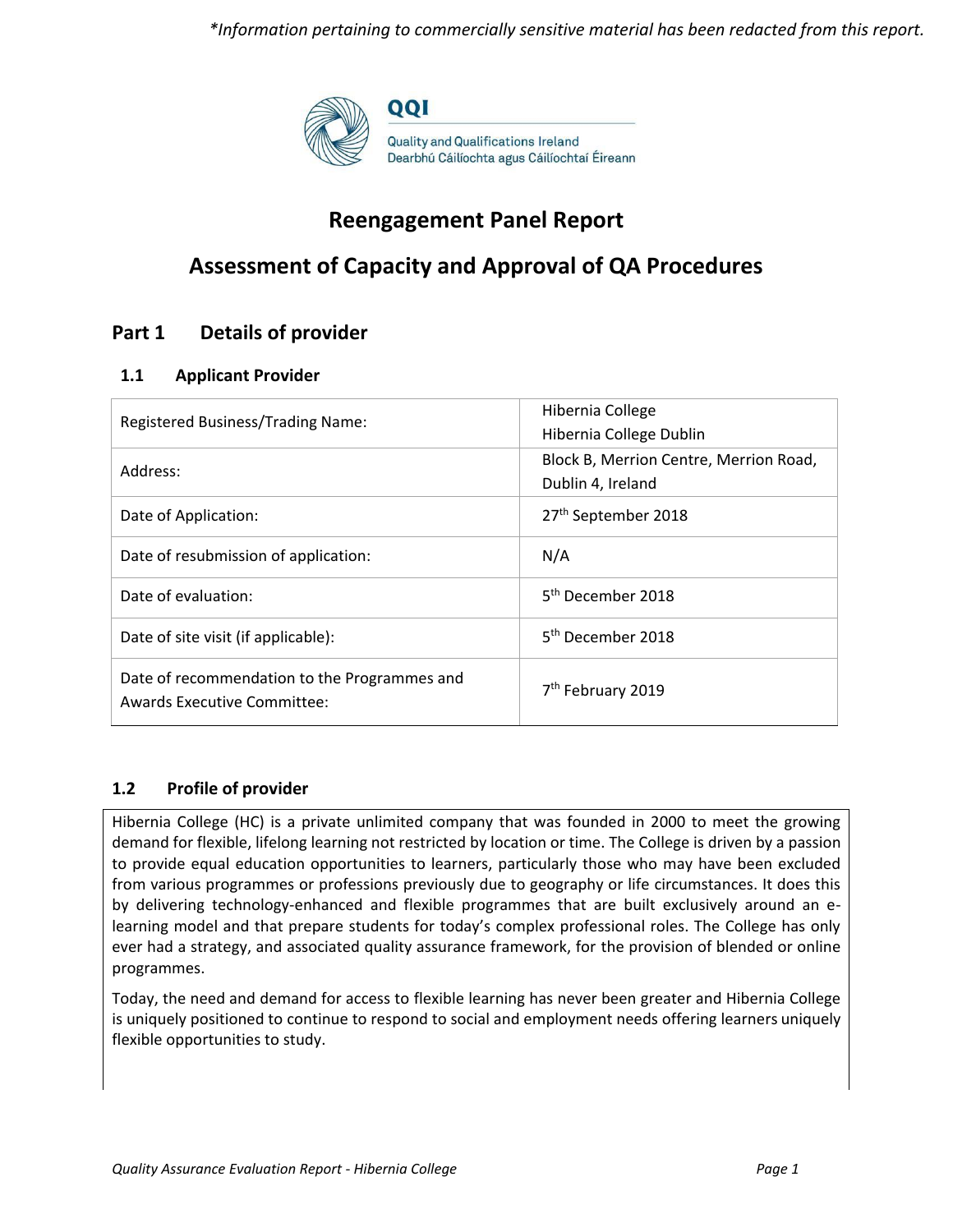*\*Information pertaining to commercially sensitive material has been redacted from this report.*

QQI

Quality and Qualifications Ireland
Dearbhú Cáilíochta agus Cáilíochtaí Éireann

# Reengagement Panel Report

# Assessment of Capacity and Approval of QA Procedures

## Part 1 Details of provider

### 1.1 Applicant Provider

| | |
|---|---|
| Registered Business/Trading Name: | Hibernia College<br>Hibernia College Dublin |
| Address: | Block B, Merrion Centre, Merrion Road, Dublin 4, Ireland |
| Date of Application: | 27th September 2018 |
| Date of resubmission of application: | N/A |
| Date of evaluation: | 5th December 2018 |
| Date of site visit (if applicable): | 5th December 2018 |
| Date of recommendation to the Programmes and Awards Executive Committee: | 7th February 2019 |

### 1.2 Profile of provider

Hibernia College (HC) is a private unlimited company that was founded in 2000 to meet the growing demand for flexible, lifelong learning not restricted by location or time. The College is driven by a passion to provide equal education opportunities to learners, particularly those who may have been excluded from various programmes or professions previously due to geography or life circumstances. It does this by delivering technology-enhanced and flexible programmes that are built exclusively around an e-learning model and that prepare students for today's complex professional roles. The College has only ever had a strategy, and associated quality assurance framework, for the provision of blended or online programmes.

Today, the need and demand for access to flexible learning has never been greater and Hibernia College is uniquely positioned to continue to respond to social and employment needs offering learners uniquely flexible opportunities to study.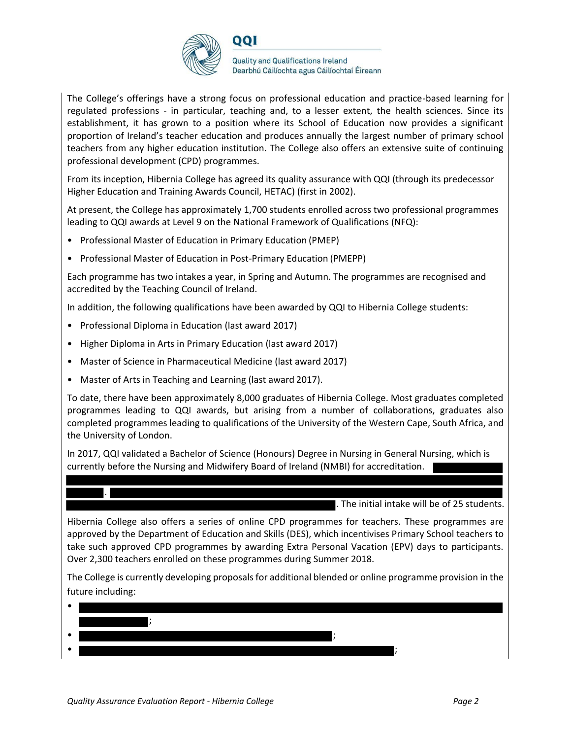The College's offerings have a strong focus on professional education and practice-based learning for regulated professions - in particular, teaching and, to a lesser extent, the health sciences. Since its establishment, it has grown to a position where its School of Education now provides a significant proportion of Ireland's teacher education and produces annually the largest number of primary school teachers from any higher education institution. The College also offers an extensive suite of continuing professional development (CPD) programmes.

From its inception, Hibernia College has agreed its quality assurance with QQI (through its predecessor Higher Education and Training Awards Council, HETAC) (first in 2002).

At present, the College has approximately 1,700 students enrolled across two professional programmes leading to QQI awards at Level 9 on the National Framework of Qualifications (NFQ):

- Professional Master of Education in Primary Education (PMEP)
- Professional Master of Education in Post-Primary Education (PMEPP)

Each programme has two intakes a year, in Spring and Autumn. The programmes are recognised and accredited by the Teaching Council of Ireland.

In addition, the following qualifications have been awarded by QQI to Hibernia College students:

- Professional Diploma in Education (last award 2017)
- Higher Diploma in Arts in Primary Education (last award 2017)
- Master of Science in Pharmaceutical Medicine (last award 2017)
- Master of Arts in Teaching and Learning (last award 2017).

To date, there have been approximately 8,000 graduates of Hibernia College. Most graduates completed programmes leading to QQI awards, but arising from a number of collaborations, graduates also completed programmes leading to qualifications of the University of the Western Cape, South Africa, and the University of London.

In 2017, QQI validated a Bachelor of Science (Honours) Degree in Nursing in General Nursing, which is currently before the Nursing and Midwifery Board of Ireland (NMBI) for accreditation. [redacted]. [redacted]. The initial intake will be of 25 students.

Hibernia College also offers a series of online CPD programmes for teachers. These programmes are approved by the Department of Education and Skills (DES), which incentivises Primary School teachers to take such approved CPD programmes by awarding Extra Personal Vacation (EPV) days to participants. Over 2,300 teachers enrolled on these programmes during Summer 2018.

The College is currently developing proposals for additional blended or online programme provision in the future including:

- [redacted];
- [redacted];
- [redacted];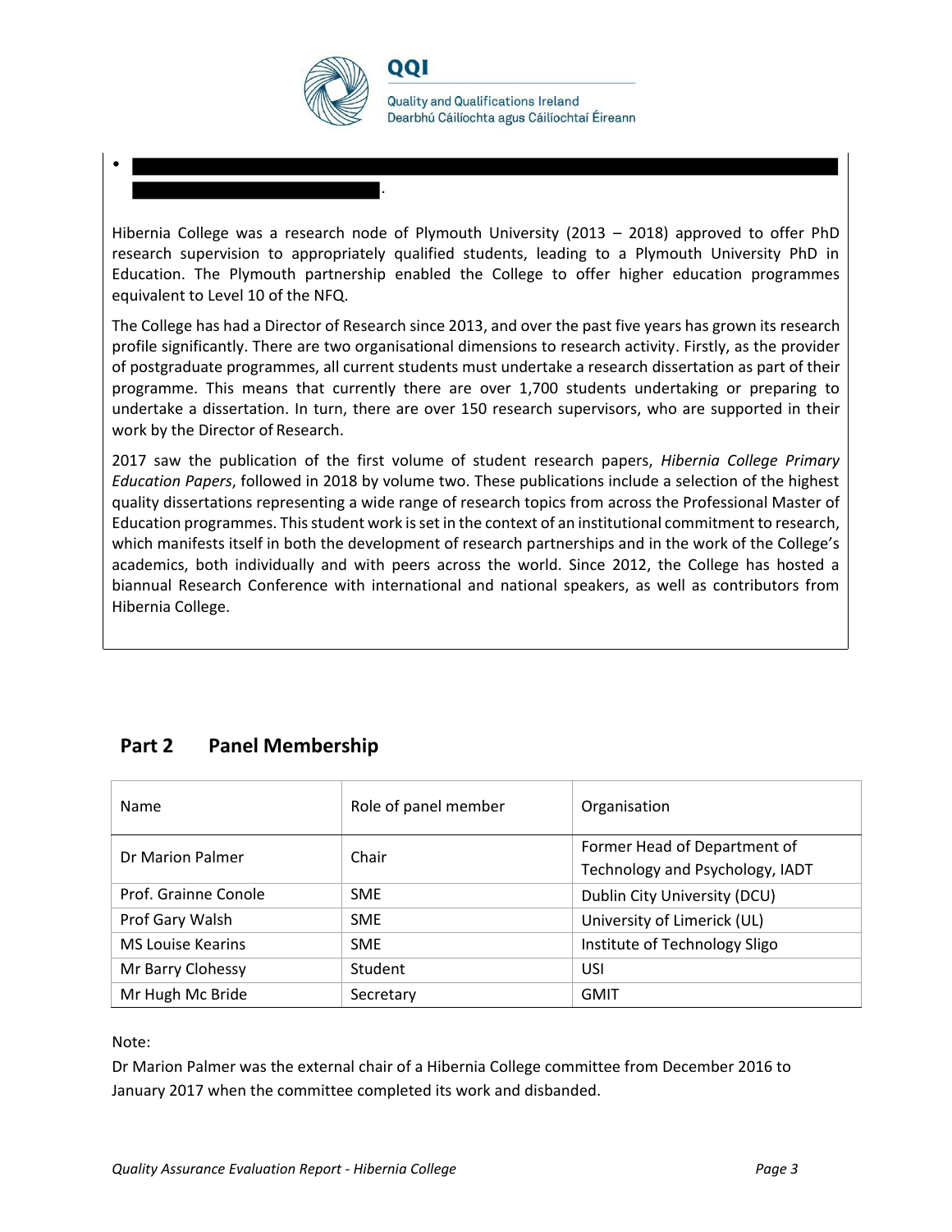- 

Hibernia College was a research node of Plymouth University (2013 – 2018) approved to offer PhD research supervision to appropriately qualified students, leading to a Plymouth University PhD in Education. The Plymouth partnership enabled the College to offer higher education programmes equivalent to Level 10 of the NFQ.

The College has had a Director of Research since 2013, and over the past five years has grown its research profile significantly. There are two organisational dimensions to research activity. Firstly, as the provider of postgraduate programmes, all current students must undertake a research dissertation as part of their programme. This means that currently there are over 1,700 students undertaking or preparing to undertake a dissertation. In turn, there are over 150 research supervisors, who are supported in their work by the Director of Research.

2017 saw the publication of the first volume of student research papers, *Hibernia College Primary Education Papers*, followed in 2018 by volume two. These publications include a selection of the highest quality dissertations representing a wide range of research topics from across the Professional Master of Education programmes. This student work is set in the context of an institutional commitment to research, which manifests itself in both the development of research partnerships and in the work of the College's academics, both individually and with peers across the world. Since 2012, the College has hosted a biannual Research Conference with international and national speakers, as well as contributors from Hibernia College.

## Part 2 Panel Membership

| Name | Role of panel member | Organisation |
|---|---|---|
| Dr Marion Palmer | Chair | Former Head of Department of Technology and Psychology, IADT |
| Prof. Grainne Conole | SME | Dublin City University (DCU) |
| Prof Gary Walsh | SME | University of Limerick (UL) |
| MS Louise Kearins | SME | Institute of Technology Sligo |
| Mr Barry Clohessy | Student | USI |
| Mr Hugh Mc Bride | Secretary | GMIT |

Note:
Dr Marion Palmer was the external chair of a Hibernia College committee from December 2016 to January 2017 when the committee completed its work and disbanded.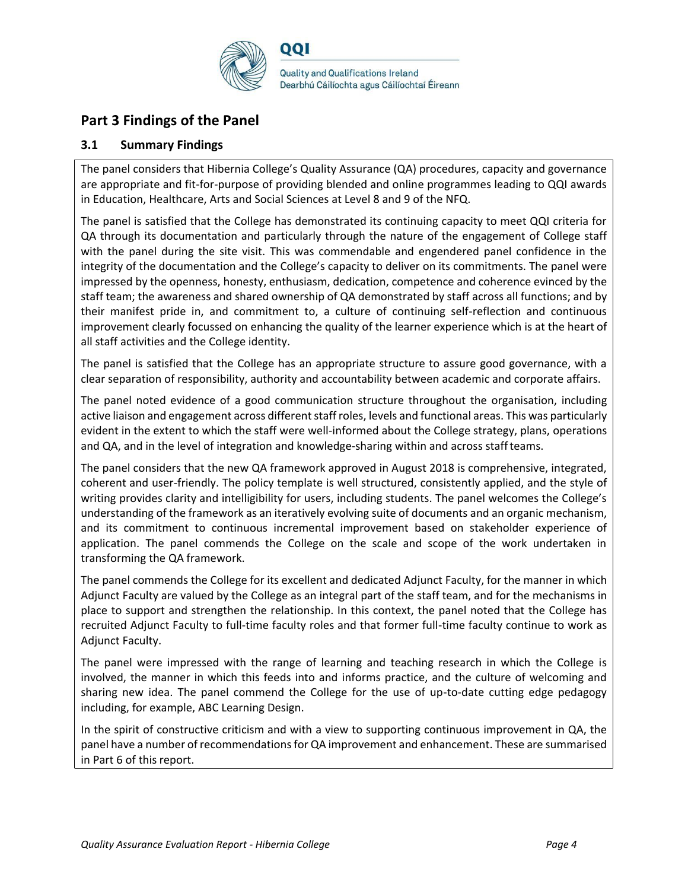# Part 3 Findings of the Panel

## 3.1 Summary Findings

The panel considers that Hibernia College's Quality Assurance (QA) procedures, capacity and governance are appropriate and fit-for-purpose of providing blended and online programmes leading to QQI awards in Education, Healthcare, Arts and Social Sciences at Level 8 and 9 of the NFQ.

The panel is satisfied that the College has demonstrated its continuing capacity to meet QQI criteria for QA through its documentation and particularly through the nature of the engagement of College staff with the panel during the site visit. This was commendable and engendered panel confidence in the integrity of the documentation and the College's capacity to deliver on its commitments. The panel were impressed by the openness, honesty, enthusiasm, dedication, competence and coherence evinced by the staff team; the awareness and shared ownership of QA demonstrated by staff across all functions; and by their manifest pride in, and commitment to, a culture of continuing self-reflection and continuous improvement clearly focussed on enhancing the quality of the learner experience which is at the heart of all staff activities and the College identity.

The panel is satisfied that the College has an appropriate structure to assure good governance, with a clear separation of responsibility, authority and accountability between academic and corporate affairs.

The panel noted evidence of a good communication structure throughout the organisation, including active liaison and engagement across different staff roles, levels and functional areas. This was particularly evident in the extent to which the staff were well-informed about the College strategy, plans, operations and QA, and in the level of integration and knowledge-sharing within and across staff teams.

The panel considers that the new QA framework approved in August 2018 is comprehensive, integrated, coherent and user-friendly. The policy template is well structured, consistently applied, and the style of writing provides clarity and intelligibility for users, including students. The panel welcomes the College's understanding of the framework as an iteratively evolving suite of documents and an organic mechanism, and its commitment to continuous incremental improvement based on stakeholder experience of application. The panel commends the College on the scale and scope of the work undertaken in transforming the QA framework.

The panel commends the College for its excellent and dedicated Adjunct Faculty, for the manner in which Adjunct Faculty are valued by the College as an integral part of the staff team, and for the mechanisms in place to support and strengthen the relationship. In this context, the panel noted that the College has recruited Adjunct Faculty to full-time faculty roles and that former full-time faculty continue to work as Adjunct Faculty.

The panel were impressed with the range of learning and teaching research in which the College is involved, the manner in which this feeds into and informs practice, and the culture of welcoming and sharing new idea. The panel commend the College for the use of up-to-date cutting edge pedagogy including, for example, ABC Learning Design.

In the spirit of constructive criticism and with a view to supporting continuous improvement in QA, the panel have a number of recommendations for QA improvement and enhancement. These are summarised in Part 6 of this report.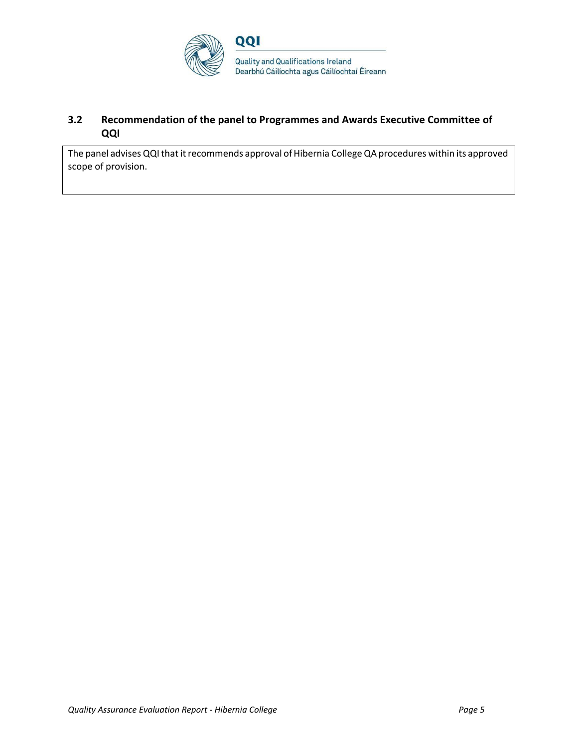### 3.2 Recommendation of the panel to Programmes and Awards Executive Committee of QQI

The panel advises QQI that it recommends approval of Hibernia College QA procedures within its approved scope of provision.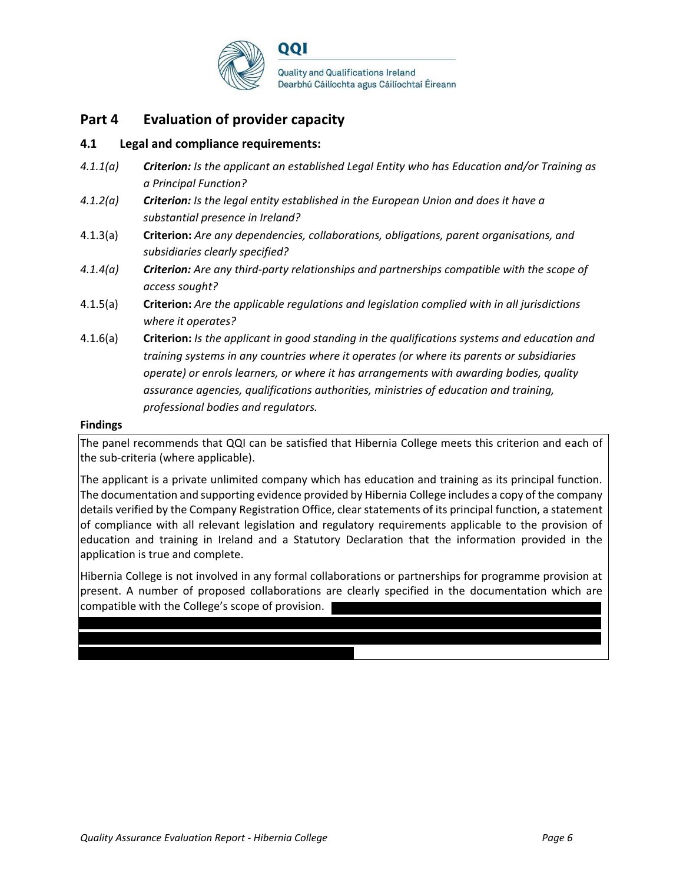## Part 4 Evaluation of provider capacity

### 4.1 Legal and compliance requirements:

*4.1.1(a)* ***Criterion:*** *Is the applicant an established Legal Entity who has Education and/or Training as a Principal Function?*

*4.1.2(a)* ***Criterion:*** *Is the legal entity established in the European Union and does it have a substantial presence in Ireland?*

4.1.3(a) **Criterion:** *Are any dependencies, collaborations, obligations, parent organisations, and subsidiaries clearly specified?*

*4.1.4(a)* ***Criterion:*** *Are any third-party relationships and partnerships compatible with the scope of access sought?*

4.1.5(a) **Criterion:** *Are the applicable regulations and legislation complied with in all jurisdictions where it operates?*

4.1.6(a) **Criterion:** *Is the applicant in good standing in the qualifications systems and education and training systems in any countries where it operates (or where its parents or subsidiaries operate) or enrols learners, or where it has arrangements with awarding bodies, quality assurance agencies, qualifications authorities, ministries of education and training, professional bodies and regulators.*

**Findings**

The panel recommends that QQI can be satisfied that Hibernia College meets this criterion and each of the sub-criteria (where applicable).

The applicant is a private unlimited company which has education and training as its principal function. The documentation and supporting evidence provided by Hibernia College includes a copy of the company details verified by the Company Registration Office, clear statements of its principal function, a statement of compliance with all relevant legislation and regulatory requirements applicable to the provision of education and training in Ireland and a Statutory Declaration that the information provided in the application is true and complete.

Hibernia College is not involved in any formal collaborations or partnerships for programme provision at present. A number of proposed collaborations are clearly specified in the documentation which are compatible with the College's scope of provision.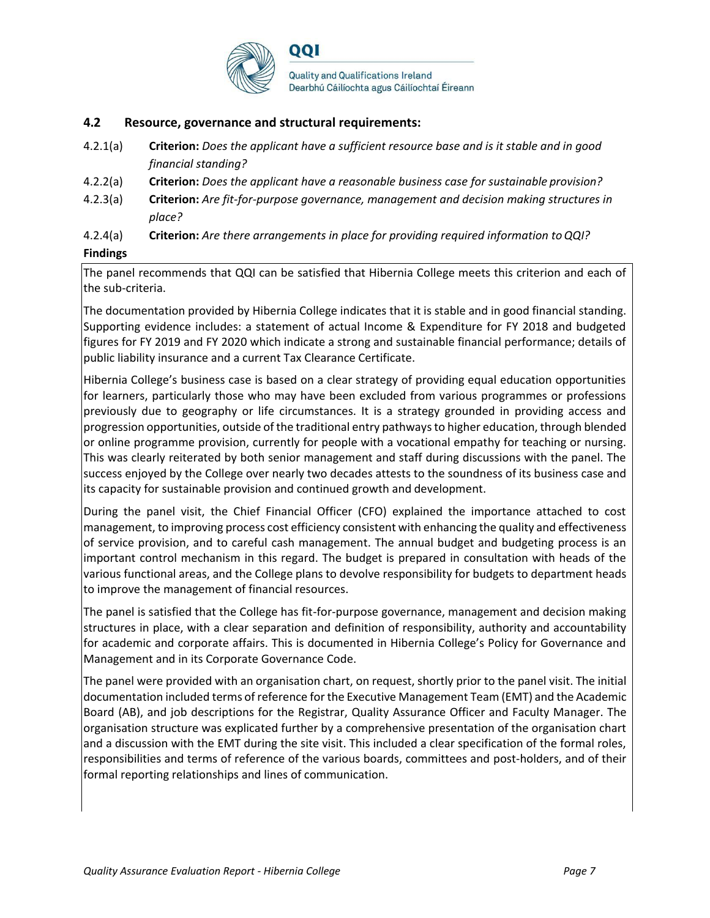## 4.2 Resource, governance and structural requirements:

4.2.1(a) **Criterion:** *Does the applicant have a sufficient resource base and is it stable and in good financial standing?*

4.2.2(a) **Criterion:** *Does the applicant have a reasonable business case for sustainable provision?*

4.2.3(a) **Criterion:** *Are fit-for-purpose governance, management and decision making structures in place?*

4.2.4(a) **Criterion:** *Are there arrangements in place for providing required information to QQI?*

**Findings**

The panel recommends that QQI can be satisfied that Hibernia College meets this criterion and each of the sub-criteria.

The documentation provided by Hibernia College indicates that it is stable and in good financial standing. Supporting evidence includes: a statement of actual Income & Expenditure for FY 2018 and budgeted figures for FY 2019 and FY 2020 which indicate a strong and sustainable financial performance; details of public liability insurance and a current Tax Clearance Certificate.

Hibernia College's business case is based on a clear strategy of providing equal education opportunities for learners, particularly those who may have been excluded from various programmes or professions previously due to geography or life circumstances. It is a strategy grounded in providing access and progression opportunities, outside of the traditional entry pathways to higher education, through blended or online programme provision, currently for people with a vocational empathy for teaching or nursing. This was clearly reiterated by both senior management and staff during discussions with the panel. The success enjoyed by the College over nearly two decades attests to the soundness of its business case and its capacity for sustainable provision and continued growth and development.

During the panel visit, the Chief Financial Officer (CFO) explained the importance attached to cost management, to improving process cost efficiency consistent with enhancing the quality and effectiveness of service provision, and to careful cash management. The annual budget and budgeting process is an important control mechanism in this regard. The budget is prepared in consultation with heads of the various functional areas, and the College plans to devolve responsibility for budgets to department heads to improve the management of financial resources.

The panel is satisfied that the College has fit-for-purpose governance, management and decision making structures in place, with a clear separation and definition of responsibility, authority and accountability for academic and corporate affairs. This is documented in Hibernia College's Policy for Governance and Management and in its Corporate Governance Code.

The panel were provided with an organisation chart, on request, shortly prior to the panel visit. The initial documentation included terms of reference for the Executive Management Team (EMT) and the Academic Board (AB), and job descriptions for the Registrar, Quality Assurance Officer and Faculty Manager. The organisation structure was explicated further by a comprehensive presentation of the organisation chart and a discussion with the EMT during the site visit. This included a clear specification of the formal roles, responsibilities and terms of reference of the various boards, committees and post-holders, and of their formal reporting relationships and lines of communication.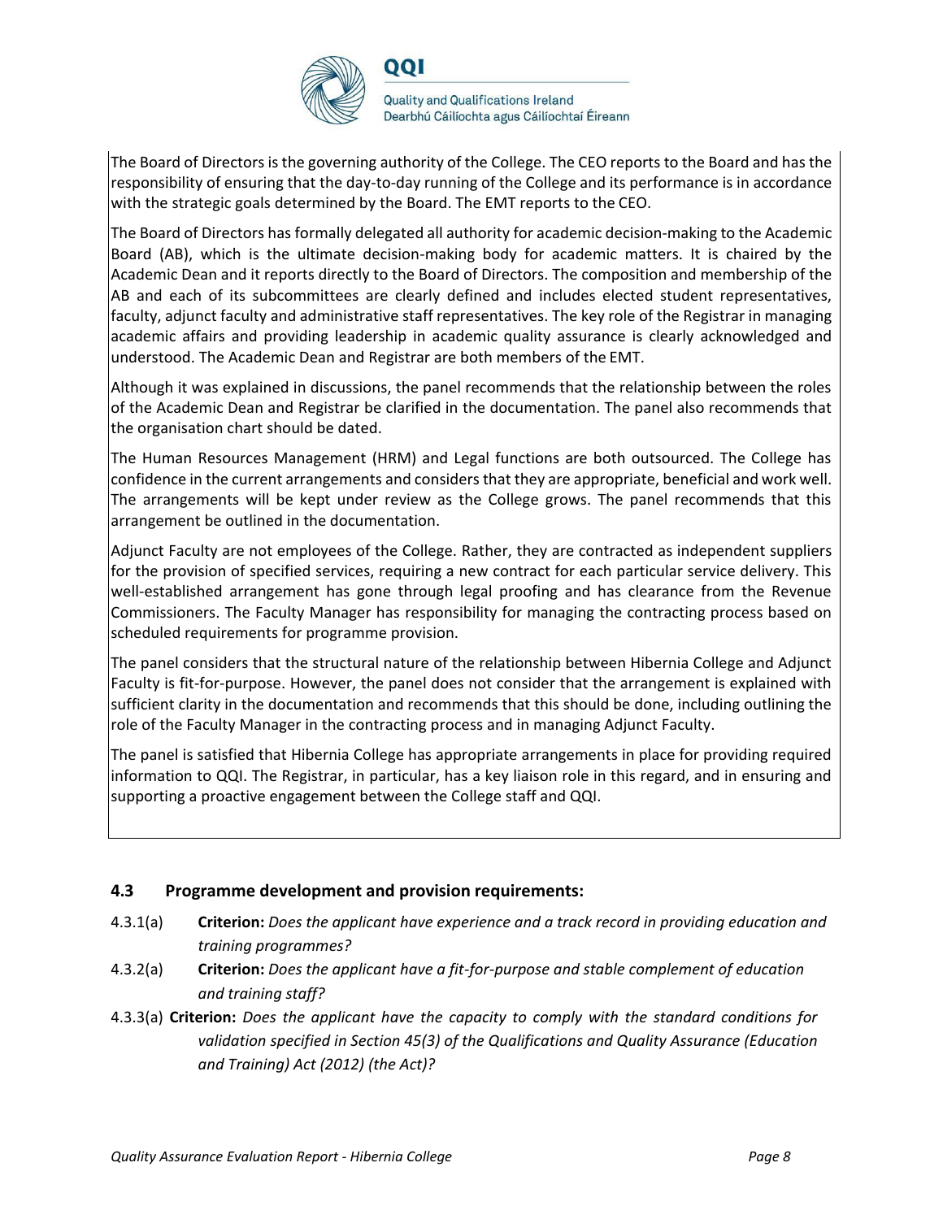The Board of Directors is the governing authority of the College. The CEO reports to the Board and has the responsibility of ensuring that the day-to-day running of the College and its performance is in accordance with the strategic goals determined by the Board. The EMT reports to the CEO.

The Board of Directors has formally delegated all authority for academic decision-making to the Academic Board (AB), which is the ultimate decision-making body for academic matters. It is chaired by the Academic Dean and it reports directly to the Board of Directors. The composition and membership of the AB and each of its subcommittees are clearly defined and includes elected student representatives, faculty, adjunct faculty and administrative staff representatives. The key role of the Registrar in managing academic affairs and providing leadership in academic quality assurance is clearly acknowledged and understood. The Academic Dean and Registrar are both members of the EMT.

Although it was explained in discussions, the panel recommends that the relationship between the roles of the Academic Dean and Registrar be clarified in the documentation. The panel also recommends that the organisation chart should be dated.

The Human Resources Management (HRM) and Legal functions are both outsourced. The College has confidence in the current arrangements and considers that they are appropriate, beneficial and work well. The arrangements will be kept under review as the College grows. The panel recommends that this arrangement be outlined in the documentation.

Adjunct Faculty are not employees of the College. Rather, they are contracted as independent suppliers for the provision of specified services, requiring a new contract for each particular service delivery. This well-established arrangement has gone through legal proofing and has clearance from the Revenue Commissioners. The Faculty Manager has responsibility for managing the contracting process based on scheduled requirements for programme provision.

The panel considers that the structural nature of the relationship between Hibernia College and Adjunct Faculty is fit-for-purpose. However, the panel does not consider that the arrangement is explained with sufficient clarity in the documentation and recommends that this should be done, including outlining the role of the Faculty Manager in the contracting process and in managing Adjunct Faculty.

The panel is satisfied that Hibernia College has appropriate arrangements in place for providing required information to QQI. The Registrar, in particular, has a key liaison role in this regard, and in ensuring and supporting a proactive engagement between the College staff and QQI.

### 4.3 Programme development and provision requirements:

4.3.1(a) **Criterion:** *Does the applicant have experience and a track record in providing education and training programmes?*

4.3.2(a) **Criterion:** *Does the applicant have a fit-for-purpose and stable complement of education and training staff?*

4.3.3(a) **Criterion:** *Does the applicant have the capacity to comply with the standard conditions for validation specified in Section 45(3) of the Qualifications and Quality Assurance (Education and Training) Act (2012) (the Act)?*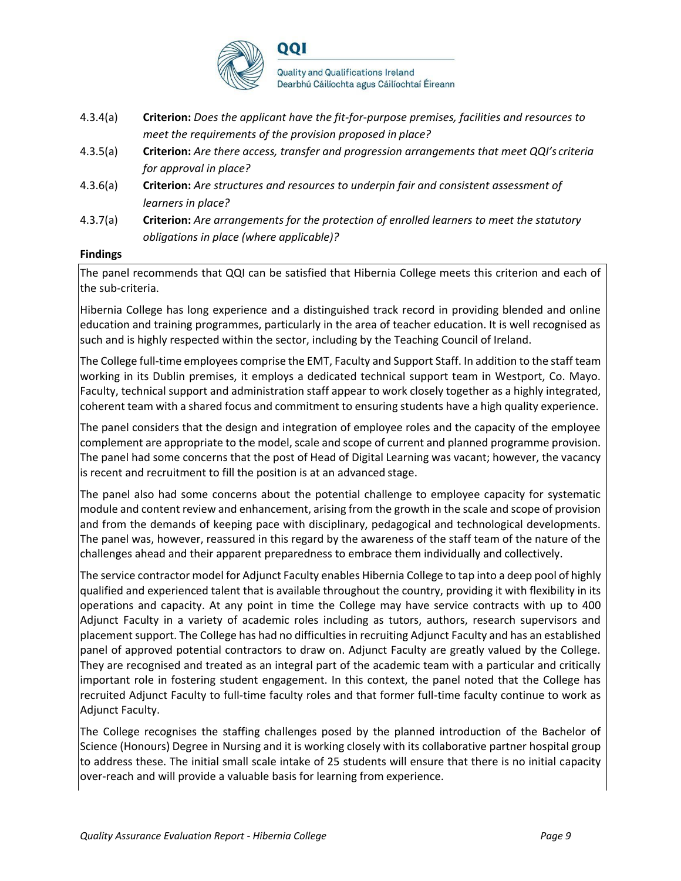4.3.4(a) **Criterion:** *Does the applicant have the fit-for-purpose premises, facilities and resources to meet the requirements of the provision proposed in place?*

4.3.5(a) **Criterion:** *Are there access, transfer and progression arrangements that meet QQI's criteria for approval in place?*

4.3.6(a) **Criterion:** *Are structures and resources to underpin fair and consistent assessment of learners in place?*

4.3.7(a) **Criterion:** *Are arrangements for the protection of enrolled learners to meet the statutory obligations in place (where applicable)?*

**Findings**

The panel recommends that QQI can be satisfied that Hibernia College meets this criterion and each of the sub-criteria.

Hibernia College has long experience and a distinguished track record in providing blended and online education and training programmes, particularly in the area of teacher education. It is well recognised as such and is highly respected within the sector, including by the Teaching Council of Ireland.

The College full-time employees comprise the EMT, Faculty and Support Staff. In addition to the staff team working in its Dublin premises, it employs a dedicated technical support team in Westport, Co. Mayo. Faculty, technical support and administration staff appear to work closely together as a highly integrated, coherent team with a shared focus and commitment to ensuring students have a high quality experience.

The panel considers that the design and integration of employee roles and the capacity of the employee complement are appropriate to the model, scale and scope of current and planned programme provision. The panel had some concerns that the post of Head of Digital Learning was vacant; however, the vacancy is recent and recruitment to fill the position is at an advanced stage.

The panel also had some concerns about the potential challenge to employee capacity for systematic module and content review and enhancement, arising from the growth in the scale and scope of provision and from the demands of keeping pace with disciplinary, pedagogical and technological developments. The panel was, however, reassured in this regard by the awareness of the staff team of the nature of the challenges ahead and their apparent preparedness to embrace them individually and collectively.

The service contractor model for Adjunct Faculty enables Hibernia College to tap into a deep pool of highly qualified and experienced talent that is available throughout the country, providing it with flexibility in its operations and capacity. At any point in time the College may have service contracts with up to 400 Adjunct Faculty in a variety of academic roles including as tutors, authors, research supervisors and placement support. The College has had no difficulties in recruiting Adjunct Faculty and has an established panel of approved potential contractors to draw on. Adjunct Faculty are greatly valued by the College. They are recognised and treated as an integral part of the academic team with a particular and critically important role in fostering student engagement. In this context, the panel noted that the College has recruited Adjunct Faculty to full-time faculty roles and that former full-time faculty continue to work as Adjunct Faculty.

The College recognises the staffing challenges posed by the planned introduction of the Bachelor of Science (Honours) Degree in Nursing and it is working closely with its collaborative partner hospital group to address these. The initial small scale intake of 25 students will ensure that there is no initial capacity over-reach and will provide a valuable basis for learning from experience.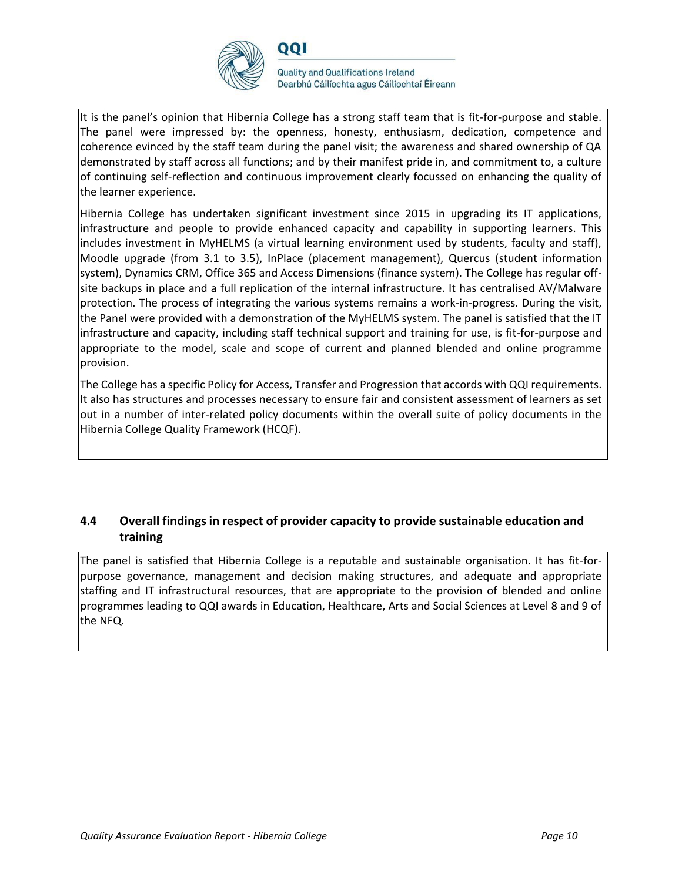It is the panel's opinion that Hibernia College has a strong staff team that is fit-for-purpose and stable. The panel were impressed by: the openness, honesty, enthusiasm, dedication, competence and coherence evinced by the staff team during the panel visit; the awareness and shared ownership of QA demonstrated by staff across all functions; and by their manifest pride in, and commitment to, a culture of continuing self-reflection and continuous improvement clearly focussed on enhancing the quality of the learner experience.

Hibernia College has undertaken significant investment since 2015 in upgrading its IT applications, infrastructure and people to provide enhanced capacity and capability in supporting learners. This includes investment in MyHELMS (a virtual learning environment used by students, faculty and staff), Moodle upgrade (from 3.1 to 3.5), InPlace (placement management), Quercus (student information system), Dynamics CRM, Office 365 and Access Dimensions (finance system). The College has regular off-site backups in place and a full replication of the internal infrastructure. It has centralised AV/Malware protection. The process of integrating the various systems remains a work-in-progress. During the visit, the Panel were provided with a demonstration of the MyHELMS system. The panel is satisfied that the IT infrastructure and capacity, including staff technical support and training for use, is fit-for-purpose and appropriate to the model, scale and scope of current and planned blended and online programme provision.

The College has a specific Policy for Access, Transfer and Progression that accords with QQI requirements. It also has structures and processes necessary to ensure fair and consistent assessment of learners as set out in a number of inter-related policy documents within the overall suite of policy documents in the Hibernia College Quality Framework (HCQF).

## 4.4 Overall findings in respect of provider capacity to provide sustainable education and training

The panel is satisfied that Hibernia College is a reputable and sustainable organisation. It has fit-for-purpose governance, management and decision making structures, and adequate and appropriate staffing and IT infrastructural resources, that are appropriate to the provision of blended and online programmes leading to QQI awards in Education, Healthcare, Arts and Social Sciences at Level 8 and 9 of the NFQ.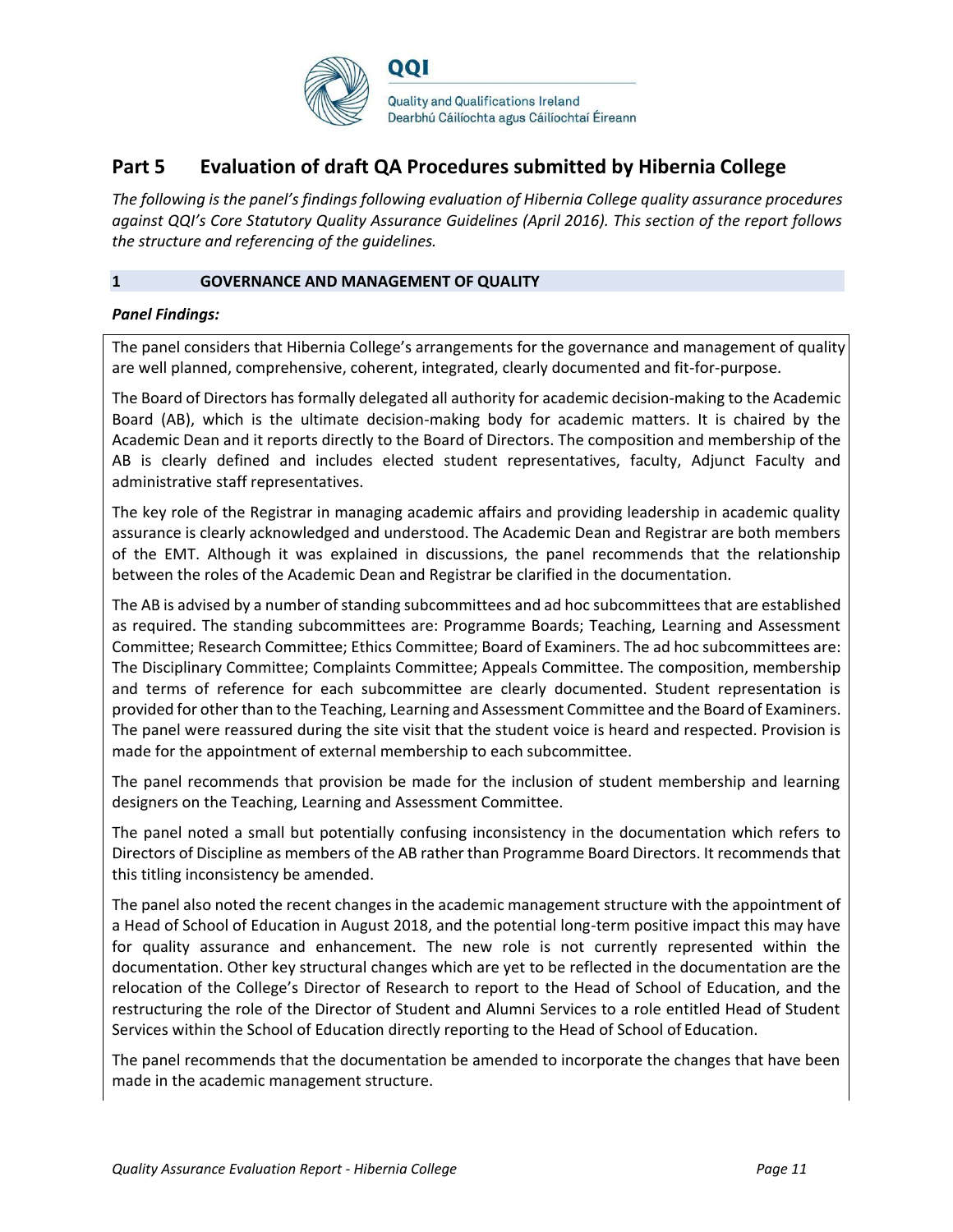## Part 5 Evaluation of draft QA Procedures submitted by Hibernia College

*The following is the panel's findings following evaluation of Hibernia College quality assurance procedures against QQI's Core Statutory Quality Assurance Guidelines (April 2016). This section of the report follows the structure and referencing of the guidelines.*

### 1 GOVERNANCE AND MANAGEMENT OF QUALITY

***Panel Findings:***

The panel considers that Hibernia College's arrangements for the governance and management of quality are well planned, comprehensive, coherent, integrated, clearly documented and fit-for-purpose.

The Board of Directors has formally delegated all authority for academic decision-making to the Academic Board (AB), which is the ultimate decision-making body for academic matters. It is chaired by the Academic Dean and it reports directly to the Board of Directors. The composition and membership of the AB is clearly defined and includes elected student representatives, faculty, Adjunct Faculty and administrative staff representatives.

The key role of the Registrar in managing academic affairs and providing leadership in academic quality assurance is clearly acknowledged and understood. The Academic Dean and Registrar are both members of the EMT. Although it was explained in discussions, the panel recommends that the relationship between the roles of the Academic Dean and Registrar be clarified in the documentation.

The AB is advised by a number of standing subcommittees and ad hoc subcommittees that are established as required. The standing subcommittees are: Programme Boards; Teaching, Learning and Assessment Committee; Research Committee; Ethics Committee; Board of Examiners. The ad hoc subcommittees are: The Disciplinary Committee; Complaints Committee; Appeals Committee. The composition, membership and terms of reference for each subcommittee are clearly documented. Student representation is provided for other than to the Teaching, Learning and Assessment Committee and the Board of Examiners. The panel were reassured during the site visit that the student voice is heard and respected. Provision is made for the appointment of external membership to each subcommittee.

The panel recommends that provision be made for the inclusion of student membership and learning designers on the Teaching, Learning and Assessment Committee.

The panel noted a small but potentially confusing inconsistency in the documentation which refers to Directors of Discipline as members of the AB rather than Programme Board Directors. It recommends that this titling inconsistency be amended.

The panel also noted the recent changes in the academic management structure with the appointment of a Head of School of Education in August 2018, and the potential long-term positive impact this may have for quality assurance and enhancement. The new role is not currently represented within the documentation. Other key structural changes which are yet to be reflected in the documentation are the relocation of the College's Director of Research to report to the Head of School of Education, and the restructuring the role of the Director of Student and Alumni Services to a role entitled Head of Student Services within the School of Education directly reporting to the Head of School of Education.

The panel recommends that the documentation be amended to incorporate the changes that have been made in the academic management structure.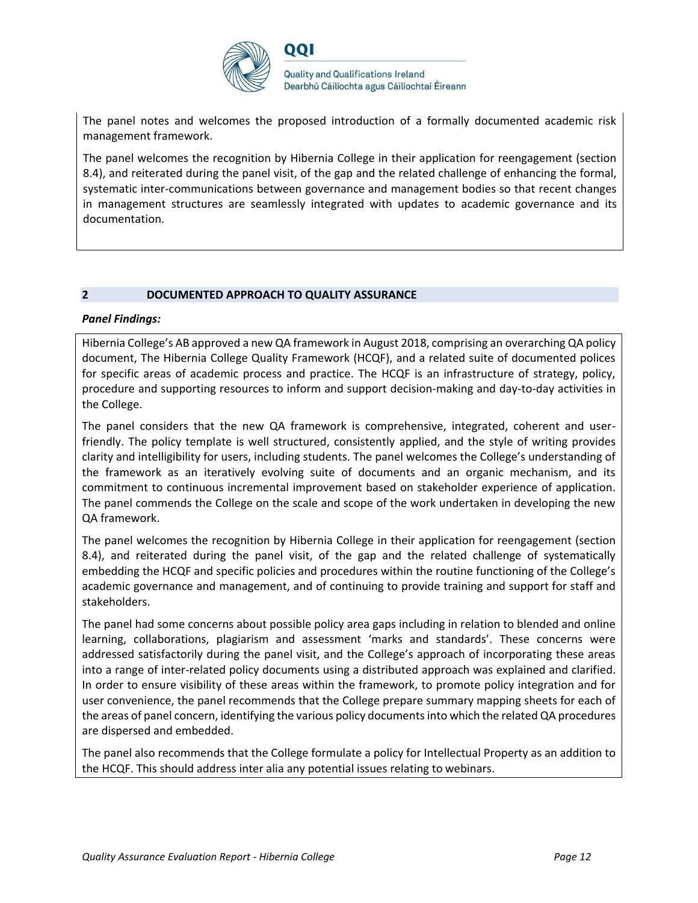The panel notes and welcomes the proposed introduction of a formally documented academic risk management framework.

The panel welcomes the recognition by Hibernia College in their application for reengagement (section 8.4), and reiterated during the panel visit, of the gap and the related challenge of enhancing the formal, systematic inter-communications between governance and management bodies so that recent changes in management structures are seamlessly integrated with updates to academic governance and its documentation.

## 2 DOCUMENTED APPROACH TO QUALITY ASSURANCE

***Panel Findings:***

Hibernia College's AB approved a new QA framework in August 2018, comprising an overarching QA policy document, The Hibernia College Quality Framework (HCQF), and a related suite of documented polices for specific areas of academic process and practice. The HCQF is an infrastructure of strategy, policy, procedure and supporting resources to inform and support decision-making and day-to-day activities in the College.

The panel considers that the new QA framework is comprehensive, integrated, coherent and user-friendly. The policy template is well structured, consistently applied, and the style of writing provides clarity and intelligibility for users, including students. The panel welcomes the College's understanding of the framework as an iteratively evolving suite of documents and an organic mechanism, and its commitment to continuous incremental improvement based on stakeholder experience of application. The panel commends the College on the scale and scope of the work undertaken in developing the new QA framework.

The panel welcomes the recognition by Hibernia College in their application for reengagement (section 8.4), and reiterated during the panel visit, of the gap and the related challenge of systematically embedding the HCQF and specific policies and procedures within the routine functioning of the College's academic governance and management, and of continuing to provide training and support for staff and stakeholders.

The panel had some concerns about possible policy area gaps including in relation to blended and online learning, collaborations, plagiarism and assessment 'marks and standards'. These concerns were addressed satisfactorily during the panel visit, and the College's approach of incorporating these areas into a range of inter-related policy documents using a distributed approach was explained and clarified. In order to ensure visibility of these areas within the framework, to promote policy integration and for user convenience, the panel recommends that the College prepare summary mapping sheets for each of the areas of panel concern, identifying the various policy documents into which the related QA procedures are dispersed and embedded.

The panel also recommends that the College formulate a policy for Intellectual Property as an addition to the HCQF. This should address inter alia any potential issues relating to webinars.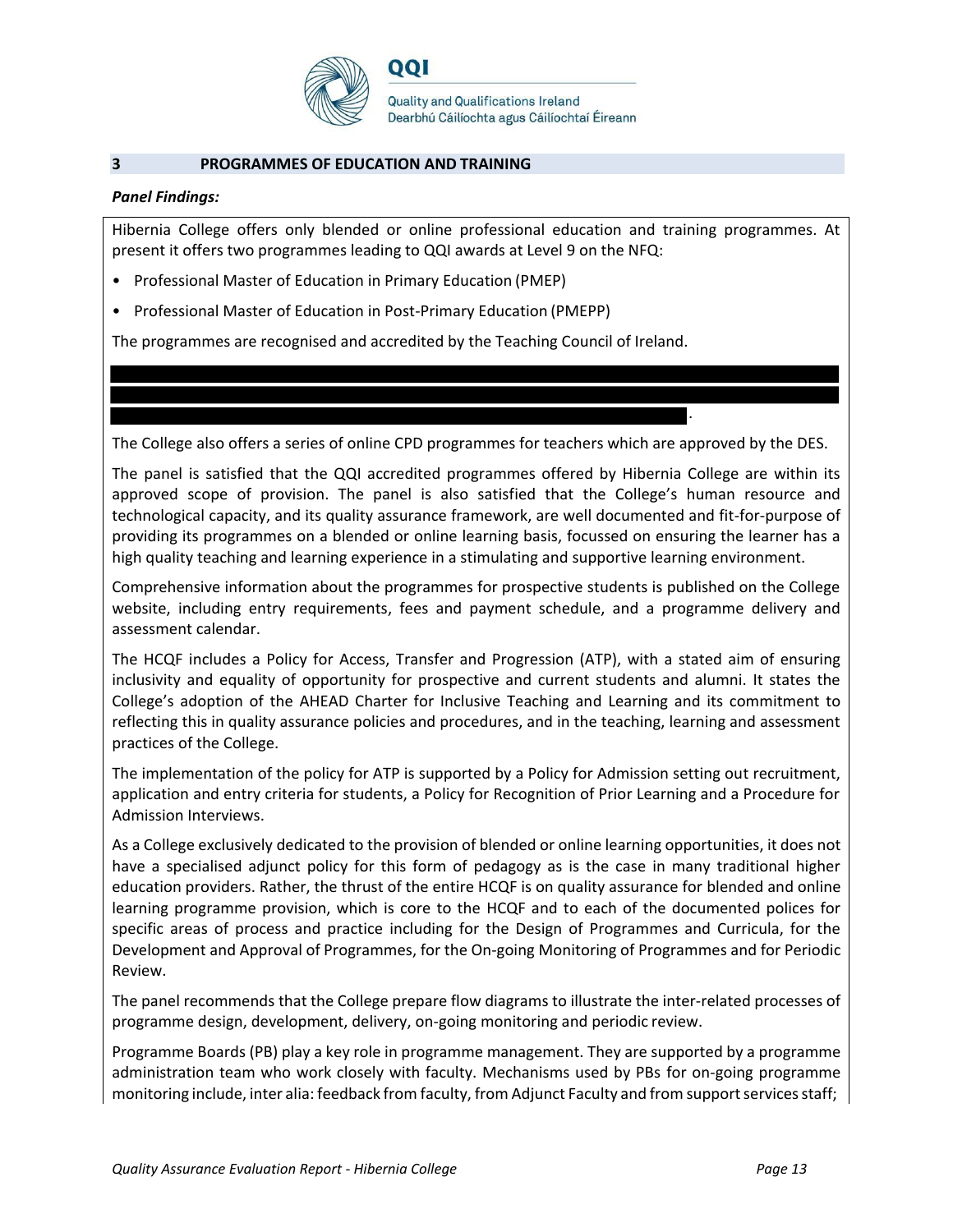## 3 PROGRAMMES OF EDUCATION AND TRAINING

***Panel Findings:***

Hibernia College offers only blended or online professional education and training programmes. At present it offers two programmes leading to QQI awards at Level 9 on the NFQ:

- Professional Master of Education in Primary Education (PMEP)
- Professional Master of Education in Post-Primary Education (PMEPP)

The programmes are recognised and accredited by the Teaching Council of Ireland.

.

The College also offers a series of online CPD programmes for teachers which are approved by the DES.

The panel is satisfied that the QQI accredited programmes offered by Hibernia College are within its approved scope of provision. The panel is also satisfied that the College's human resource and technological capacity, and its quality assurance framework, are well documented and fit-for-purpose of providing its programmes on a blended or online learning basis, focussed on ensuring the learner has a high quality teaching and learning experience in a stimulating and supportive learning environment.

Comprehensive information about the programmes for prospective students is published on the College website, including entry requirements, fees and payment schedule, and a programme delivery and assessment calendar.

The HCQF includes a Policy for Access, Transfer and Progression (ATP), with a stated aim of ensuring inclusivity and equality of opportunity for prospective and current students and alumni. It states the College's adoption of the AHEAD Charter for Inclusive Teaching and Learning and its commitment to reflecting this in quality assurance policies and procedures, and in the teaching, learning and assessment practices of the College.

The implementation of the policy for ATP is supported by a Policy for Admission setting out recruitment, application and entry criteria for students, a Policy for Recognition of Prior Learning and a Procedure for Admission Interviews.

As a College exclusively dedicated to the provision of blended or online learning opportunities, it does not have a specialised adjunct policy for this form of pedagogy as is the case in many traditional higher education providers. Rather, the thrust of the entire HCQF is on quality assurance for blended and online learning programme provision, which is core to the HCQF and to each of the documented polices for specific areas of process and practice including for the Design of Programmes and Curricula, for the Development and Approval of Programmes, for the On-going Monitoring of Programmes and for Periodic Review.

The panel recommends that the College prepare flow diagrams to illustrate the inter-related processes of programme design, development, delivery, on-going monitoring and periodic review.

Programme Boards (PB) play a key role in programme management. They are supported by a programme administration team who work closely with faculty. Mechanisms used by PBs for on-going programme monitoring include, inter alia: feedback from faculty, from Adjunct Faculty and from support services staff;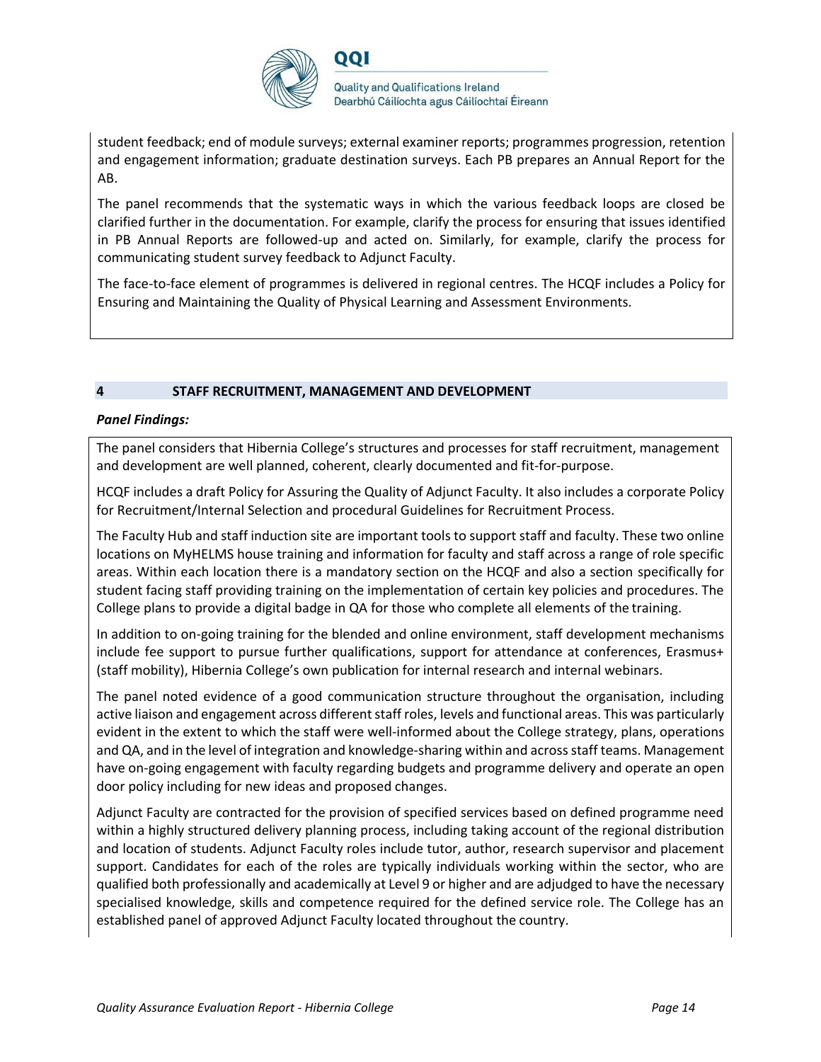student feedback; end of module surveys; external examiner reports; programmes progression, retention and engagement information; graduate destination surveys. Each PB prepares an Annual Report for the AB.

The panel recommends that the systematic ways in which the various feedback loops are closed be clarified further in the documentation. For example, clarify the process for ensuring that issues identified in PB Annual Reports are followed-up and acted on. Similarly, for example, clarify the process for communicating student survey feedback to Adjunct Faculty.

The face-to-face element of programmes is delivered in regional centres. The HCQF includes a Policy for Ensuring and Maintaining the Quality of Physical Learning and Assessment Environments.

## 4 STAFF RECRUITMENT, MANAGEMENT AND DEVELOPMENT

***Panel Findings:***

The panel considers that Hibernia College's structures and processes for staff recruitment, management and development are well planned, coherent, clearly documented and fit-for-purpose.

HCQF includes a draft Policy for Assuring the Quality of Adjunct Faculty. It also includes a corporate Policy for Recruitment/Internal Selection and procedural Guidelines for Recruitment Process.

The Faculty Hub and staff induction site are important tools to support staff and faculty. These two online locations on MyHELMS house training and information for faculty and staff across a range of role specific areas. Within each location there is a mandatory section on the HCQF and also a section specifically for student facing staff providing training on the implementation of certain key policies and procedures. The College plans to provide a digital badge in QA for those who complete all elements of the training.

In addition to on-going training for the blended and online environment, staff development mechanisms include fee support to pursue further qualifications, support for attendance at conferences, Erasmus+ (staff mobility), Hibernia College's own publication for internal research and internal webinars.

The panel noted evidence of a good communication structure throughout the organisation, including active liaison and engagement across different staff roles, levels and functional areas. This was particularly evident in the extent to which the staff were well-informed about the College strategy, plans, operations and QA, and in the level of integration and knowledge-sharing within and across staff teams. Management have on-going engagement with faculty regarding budgets and programme delivery and operate an open door policy including for new ideas and proposed changes.

Adjunct Faculty are contracted for the provision of specified services based on defined programme need within a highly structured delivery planning process, including taking account of the regional distribution and location of students. Adjunct Faculty roles include tutor, author, research supervisor and placement support. Candidates for each of the roles are typically individuals working within the sector, who are qualified both professionally and academically at Level 9 or higher and are adjudged to have the necessary specialised knowledge, skills and competence required for the defined service role. The College has an established panel of approved Adjunct Faculty located throughout the country.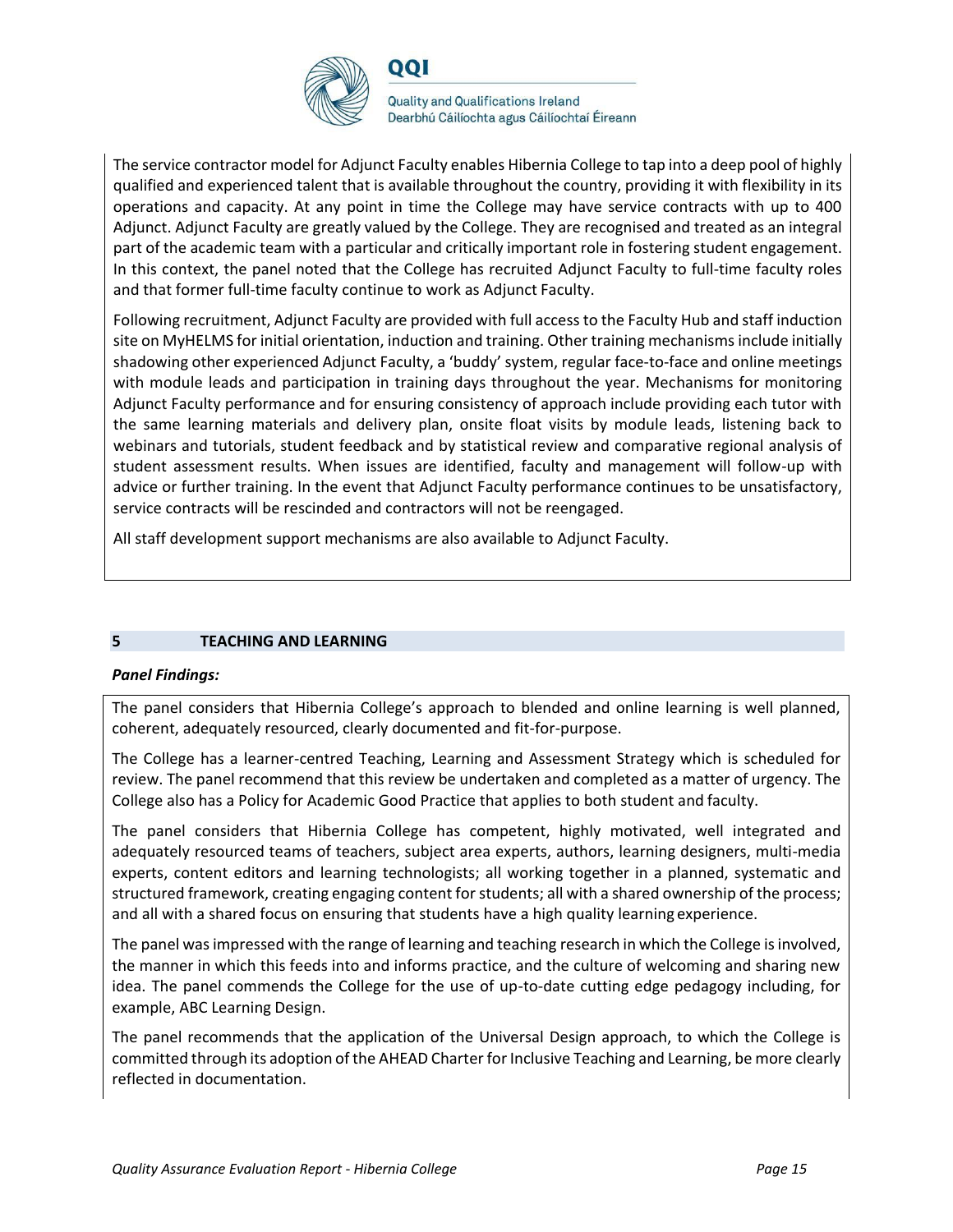The service contractor model for Adjunct Faculty enables Hibernia College to tap into a deep pool of highly qualified and experienced talent that is available throughout the country, providing it with flexibility in its operations and capacity. At any point in time the College may have service contracts with up to 400 Adjunct. Adjunct Faculty are greatly valued by the College. They are recognised and treated as an integral part of the academic team with a particular and critically important role in fostering student engagement. In this context, the panel noted that the College has recruited Adjunct Faculty to full-time faculty roles and that former full-time faculty continue to work as Adjunct Faculty.

Following recruitment, Adjunct Faculty are provided with full access to the Faculty Hub and staff induction site on MyHELMS for initial orientation, induction and training. Other training mechanisms include initially shadowing other experienced Adjunct Faculty, a 'buddy' system, regular face-to-face and online meetings with module leads and participation in training days throughout the year. Mechanisms for monitoring Adjunct Faculty performance and for ensuring consistency of approach include providing each tutor with the same learning materials and delivery plan, onsite float visits by module leads, listening back to webinars and tutorials, student feedback and by statistical review and comparative regional analysis of student assessment results. When issues are identified, faculty and management will follow-up with advice or further training. In the event that Adjunct Faculty performance continues to be unsatisfactory, service contracts will be rescinded and contractors will not be reengaged.

All staff development support mechanisms are also available to Adjunct Faculty.

## 5 TEACHING AND LEARNING

***Panel Findings:***

The panel considers that Hibernia College's approach to blended and online learning is well planned, coherent, adequately resourced, clearly documented and fit-for-purpose.

The College has a learner-centred Teaching, Learning and Assessment Strategy which is scheduled for review. The panel recommend that this review be undertaken and completed as a matter of urgency. The College also has a Policy for Academic Good Practice that applies to both student and faculty.

The panel considers that Hibernia College has competent, highly motivated, well integrated and adequately resourced teams of teachers, subject area experts, authors, learning designers, multi-media experts, content editors and learning technologists; all working together in a planned, systematic and structured framework, creating engaging content for students; all with a shared ownership of the process; and all with a shared focus on ensuring that students have a high quality learning experience.

The panel was impressed with the range of learning and teaching research in which the College is involved, the manner in which this feeds into and informs practice, and the culture of welcoming and sharing new idea. The panel commends the College for the use of up-to-date cutting edge pedagogy including, for example, ABC Learning Design.

The panel recommends that the application of the Universal Design approach, to which the College is committed through its adoption of the AHEAD Charter for Inclusive Teaching and Learning, be more clearly reflected in documentation.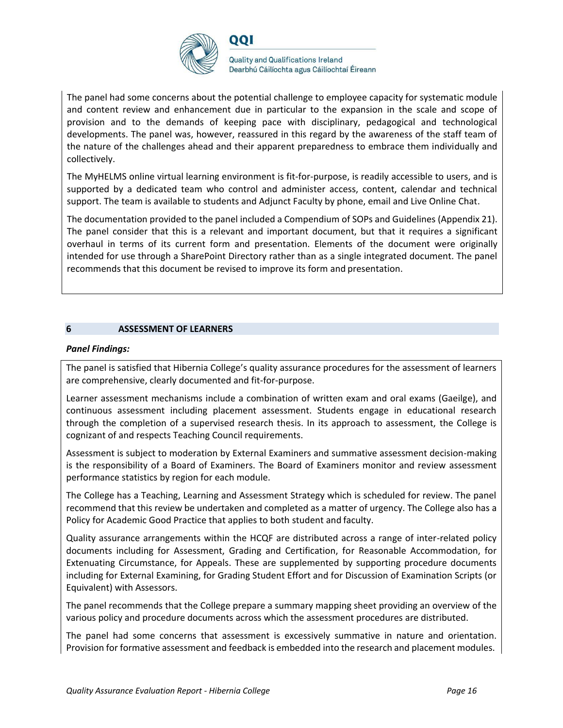The panel had some concerns about the potential challenge to employee capacity for systematic module and content review and enhancement due in particular to the expansion in the scale and scope of provision and to the demands of keeping pace with disciplinary, pedagogical and technological developments. The panel was, however, reassured in this regard by the awareness of the staff team of the nature of the challenges ahead and their apparent preparedness to embrace them individually and collectively.

The MyHELMS online virtual learning environment is fit-for-purpose, is readily accessible to users, and is supported by a dedicated team who control and administer access, content, calendar and technical support. The team is available to students and Adjunct Faculty by phone, email and Live Online Chat.

The documentation provided to the panel included a Compendium of SOPs and Guidelines (Appendix 21). The panel consider that this is a relevant and important document, but that it requires a significant overhaul in terms of its current form and presentation. Elements of the document were originally intended for use through a SharePoint Directory rather than as a single integrated document. The panel recommends that this document be revised to improve its form and presentation.

## 6 ASSESSMENT OF LEARNERS

***Panel Findings:***

The panel is satisfied that Hibernia College's quality assurance procedures for the assessment of learners are comprehensive, clearly documented and fit-for-purpose.

Learner assessment mechanisms include a combination of written exam and oral exams (Gaeilge), and continuous assessment including placement assessment. Students engage in educational research through the completion of a supervised research thesis. In its approach to assessment, the College is cognizant of and respects Teaching Council requirements.

Assessment is subject to moderation by External Examiners and summative assessment decision-making is the responsibility of a Board of Examiners. The Board of Examiners monitor and review assessment performance statistics by region for each module.

The College has a Teaching, Learning and Assessment Strategy which is scheduled for review. The panel recommend that this review be undertaken and completed as a matter of urgency. The College also has a Policy for Academic Good Practice that applies to both student and faculty.

Quality assurance arrangements within the HCQF are distributed across a range of inter-related policy documents including for Assessment, Grading and Certification, for Reasonable Accommodation, for Extenuating Circumstance, for Appeals. These are supplemented by supporting procedure documents including for External Examining, for Grading Student Effort and for Discussion of Examination Scripts (or Equivalent) with Assessors.

The panel recommends that the College prepare a summary mapping sheet providing an overview of the various policy and procedure documents across which the assessment procedures are distributed.

The panel had some concerns that assessment is excessively summative in nature and orientation. Provision for formative assessment and feedback is embedded into the research and placement modules.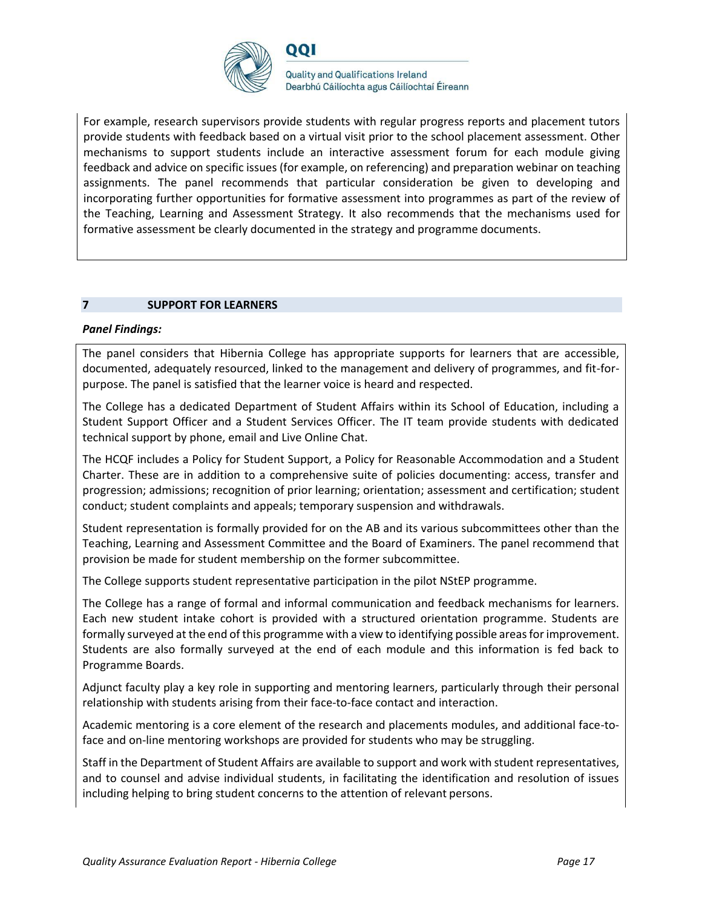For example, research supervisors provide students with regular progress reports and placement tutors provide students with feedback based on a virtual visit prior to the school placement assessment. Other mechanisms to support students include an interactive assessment forum for each module giving feedback and advice on specific issues (for example, on referencing) and preparation webinar on teaching assignments. The panel recommends that particular consideration be given to developing and incorporating further opportunities for formative assessment into programmes as part of the review of the Teaching, Learning and Assessment Strategy. It also recommends that the mechanisms used for formative assessment be clearly documented in the strategy and programme documents.

## 7 SUPPORT FOR LEARNERS

***Panel Findings:***

The panel considers that Hibernia College has appropriate supports for learners that are accessible, documented, adequately resourced, linked to the management and delivery of programmes, and fit-for-purpose. The panel is satisfied that the learner voice is heard and respected.

The College has a dedicated Department of Student Affairs within its School of Education, including a Student Support Officer and a Student Services Officer. The IT team provide students with dedicated technical support by phone, email and Live Online Chat.

The HCQF includes a Policy for Student Support, a Policy for Reasonable Accommodation and a Student Charter. These are in addition to a comprehensive suite of policies documenting: access, transfer and progression; admissions; recognition of prior learning; orientation; assessment and certification; student conduct; student complaints and appeals; temporary suspension and withdrawals.

Student representation is formally provided for on the AB and its various subcommittees other than the Teaching, Learning and Assessment Committee and the Board of Examiners. The panel recommend that provision be made for student membership on the former subcommittee.

The College supports student representative participation in the pilot NStEP programme.

The College has a range of formal and informal communication and feedback mechanisms for learners. Each new student intake cohort is provided with a structured orientation programme. Students are formally surveyed at the end of this programme with a view to identifying possible areas for improvement. Students are also formally surveyed at the end of each module and this information is fed back to Programme Boards.

Adjunct faculty play a key role in supporting and mentoring learners, particularly through their personal relationship with students arising from their face-to-face contact and interaction.

Academic mentoring is a core element of the research and placements modules, and additional face-to-face and on-line mentoring workshops are provided for students who may be struggling.

Staff in the Department of Student Affairs are available to support and work with student representatives, and to counsel and advise individual students, in facilitating the identification and resolution of issues including helping to bring student concerns to the attention of relevant persons.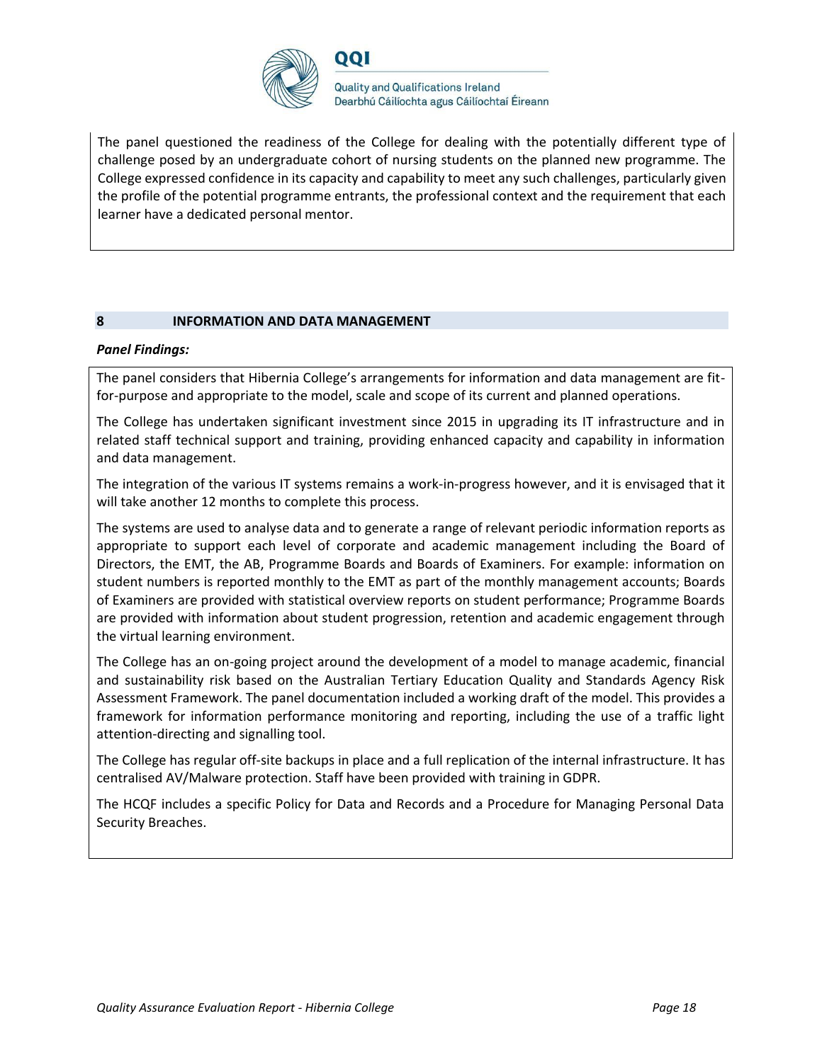The panel questioned the readiness of the College for dealing with the potentially different type of challenge posed by an undergraduate cohort of nursing students on the planned new programme. The College expressed confidence in its capacity and capability to meet any such challenges, particularly given the profile of the potential programme entrants, the professional context and the requirement that each learner have a dedicated personal mentor.

## 8 INFORMATION AND DATA MANAGEMENT

***Panel Findings:***

The panel considers that Hibernia College's arrangements for information and data management are fit-for-purpose and appropriate to the model, scale and scope of its current and planned operations.

The College has undertaken significant investment since 2015 in upgrading its IT infrastructure and in related staff technical support and training, providing enhanced capacity and capability in information and data management.

The integration of the various IT systems remains a work-in-progress however, and it is envisaged that it will take another 12 months to complete this process.

The systems are used to analyse data and to generate a range of relevant periodic information reports as appropriate to support each level of corporate and academic management including the Board of Directors, the EMT, the AB, Programme Boards and Boards of Examiners. For example: information on student numbers is reported monthly to the EMT as part of the monthly management accounts; Boards of Examiners are provided with statistical overview reports on student performance; Programme Boards are provided with information about student progression, retention and academic engagement through the virtual learning environment.

The College has an on-going project around the development of a model to manage academic, financial and sustainability risk based on the Australian Tertiary Education Quality and Standards Agency Risk Assessment Framework. The panel documentation included a working draft of the model. This provides a framework for information performance monitoring and reporting, including the use of a traffic light attention-directing and signalling tool.

The College has regular off-site backups in place and a full replication of the internal infrastructure. It has centralised AV/Malware protection. Staff have been provided with training in GDPR.

The HCQF includes a specific Policy for Data and Records and a Procedure for Managing Personal Data Security Breaches.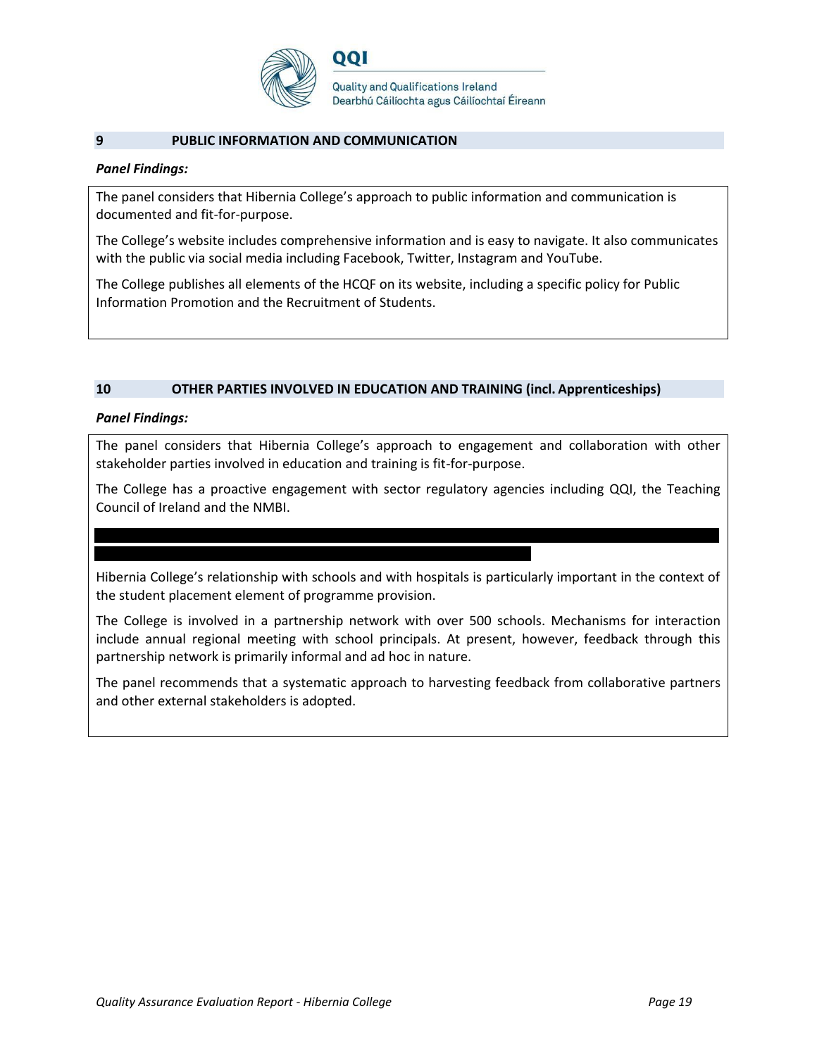## 9 PUBLIC INFORMATION AND COMMUNICATION

***Panel Findings:***

The panel considers that Hibernia College's approach to public information and communication is documented and fit-for-purpose.

The College's website includes comprehensive information and is easy to navigate. It also communicates with the public via social media including Facebook, Twitter, Instagram and YouTube.

The College publishes all elements of the HCQF on its website, including a specific policy for Public Information Promotion and the Recruitment of Students.

## 10 OTHER PARTIES INVOLVED IN EDUCATION AND TRAINING (incl. Apprenticeships)

***Panel Findings:***

The panel considers that Hibernia College's approach to engagement and collaboration with other stakeholder parties involved in education and training is fit-for-purpose.

The College has a proactive engagement with sector regulatory agencies including QQI, the Teaching Council of Ireland and the NMBI.

Hibernia College's relationship with schools and with hospitals is particularly important in the context of the student placement element of programme provision.

The College is involved in a partnership network with over 500 schools. Mechanisms for interaction include annual regional meeting with school principals. At present, however, feedback through this partnership network is primarily informal and ad hoc in nature.

The panel recommends that a systematic approach to harvesting feedback from collaborative partners and other external stakeholders is adopted.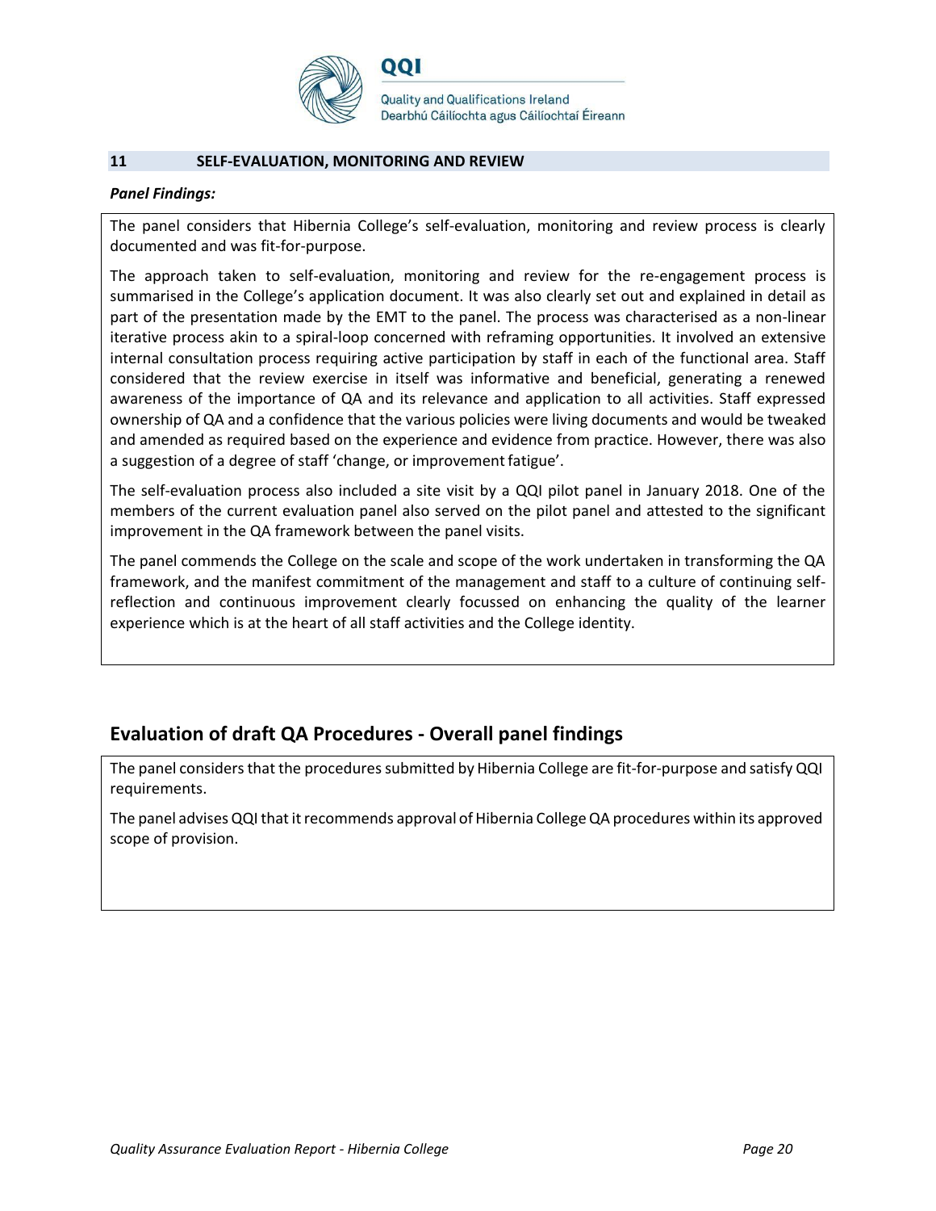## 11 SELF-EVALUATION, MONITORING AND REVIEW

***Panel Findings:***

The panel considers that Hibernia College's self-evaluation, monitoring and review process is clearly documented and was fit-for-purpose.

The approach taken to self-evaluation, monitoring and review for the re-engagement process is summarised in the College's application document. It was also clearly set out and explained in detail as part of the presentation made by the EMT to the panel. The process was characterised as a non-linear iterative process akin to a spiral-loop concerned with reframing opportunities. It involved an extensive internal consultation process requiring active participation by staff in each of the functional area. Staff considered that the review exercise in itself was informative and beneficial, generating a renewed awareness of the importance of QA and its relevance and application to all activities. Staff expressed ownership of QA and a confidence that the various policies were living documents and would be tweaked and amended as required based on the experience and evidence from practice. However, there was also a suggestion of a degree of staff 'change, or improvement fatigue'.

The self-evaluation process also included a site visit by a QQI pilot panel in January 2018. One of the members of the current evaluation panel also served on the pilot panel and attested to the significant improvement in the QA framework between the panel visits.

The panel commends the College on the scale and scope of the work undertaken in transforming the QA framework, and the manifest commitment of the management and staff to a culture of continuing self-reflection and continuous improvement clearly focussed on enhancing the quality of the learner experience which is at the heart of all staff activities and the College identity.

## Evaluation of draft QA Procedures - Overall panel findings

The panel considers that the procedures submitted by Hibernia College are fit-for-purpose and satisfy QQI requirements.

The panel advises QQI that it recommends approval of Hibernia College QA procedures within its approved scope of provision.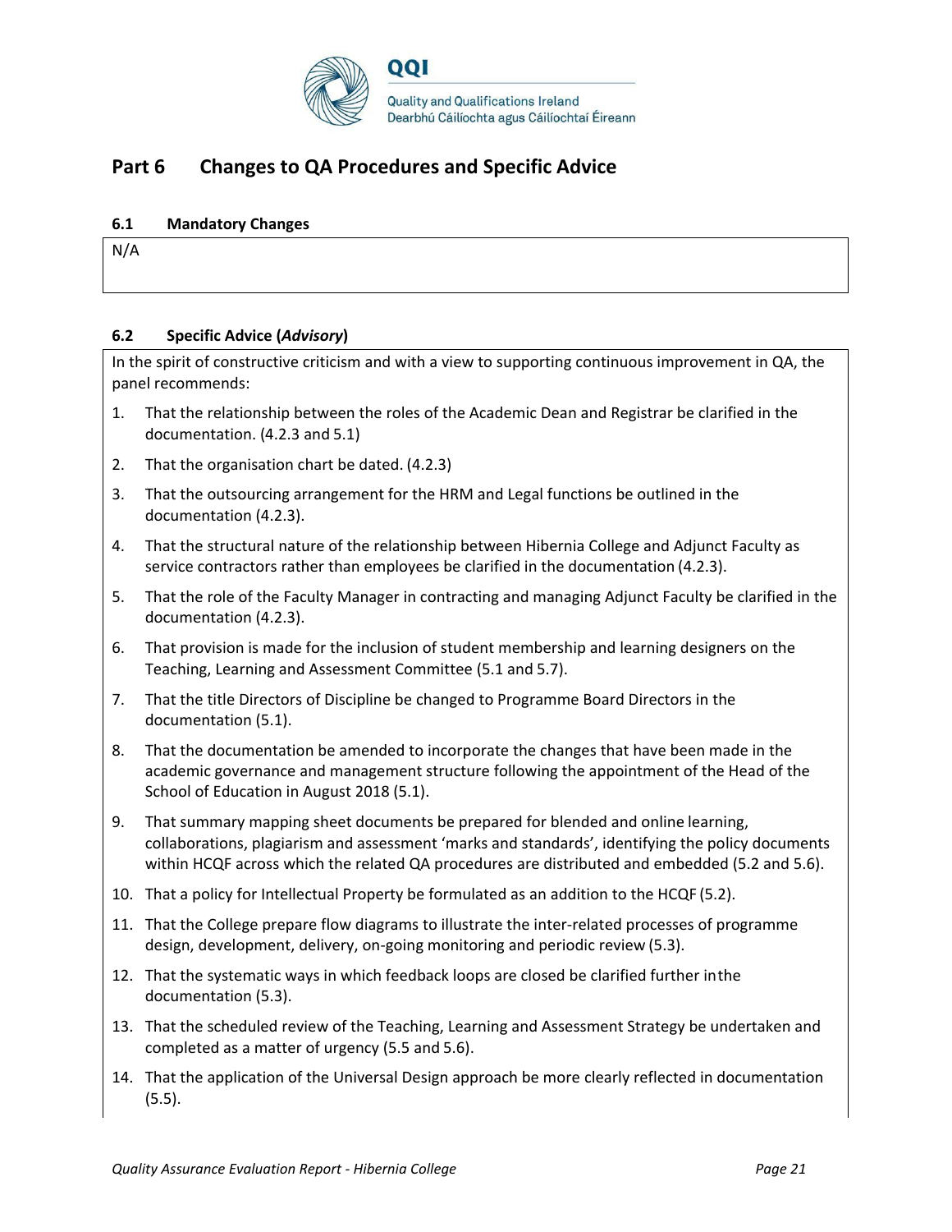## Part 6 Changes to QA Procedures and Specific Advice

### 6.1 Mandatory Changes

N/A

### 6.2 Specific Advice (*Advisory*)

In the spirit of constructive criticism and with a view to supporting continuous improvement in QA, the panel recommends:

1. That the relationship between the roles of the Academic Dean and Registrar be clarified in the documentation. (4.2.3 and 5.1)
2. That the organisation chart be dated. (4.2.3)
3. That the outsourcing arrangement for the HRM and Legal functions be outlined in the documentation (4.2.3).
4. That the structural nature of the relationship between Hibernia College and Adjunct Faculty as service contractors rather than employees be clarified in the documentation (4.2.3).
5. That the role of the Faculty Manager in contracting and managing Adjunct Faculty be clarified in the documentation (4.2.3).
6. That provision is made for the inclusion of student membership and learning designers on the Teaching, Learning and Assessment Committee (5.1 and 5.7).
7. That the title Directors of Discipline be changed to Programme Board Directors in the documentation (5.1).
8. That the documentation be amended to incorporate the changes that have been made in the academic governance and management structure following the appointment of the Head of the School of Education in August 2018 (5.1).
9. That summary mapping sheet documents be prepared for blended and online learning, collaborations, plagiarism and assessment 'marks and standards', identifying the policy documents within HCQF across which the related QA procedures are distributed and embedded (5.2 and 5.6).
10. That a policy for Intellectual Property be formulated as an addition to the HCQF (5.2).
11. That the College prepare flow diagrams to illustrate the inter-related processes of programme design, development, delivery, on-going monitoring and periodic review (5.3).
12. That the systematic ways in which feedback loops are closed be clarified further inthe documentation (5.3).
13. That the scheduled review of the Teaching, Learning and Assessment Strategy be undertaken and completed as a matter of urgency (5.5 and 5.6).
14. That the application of the Universal Design approach be more clearly reflected in documentation (5.5).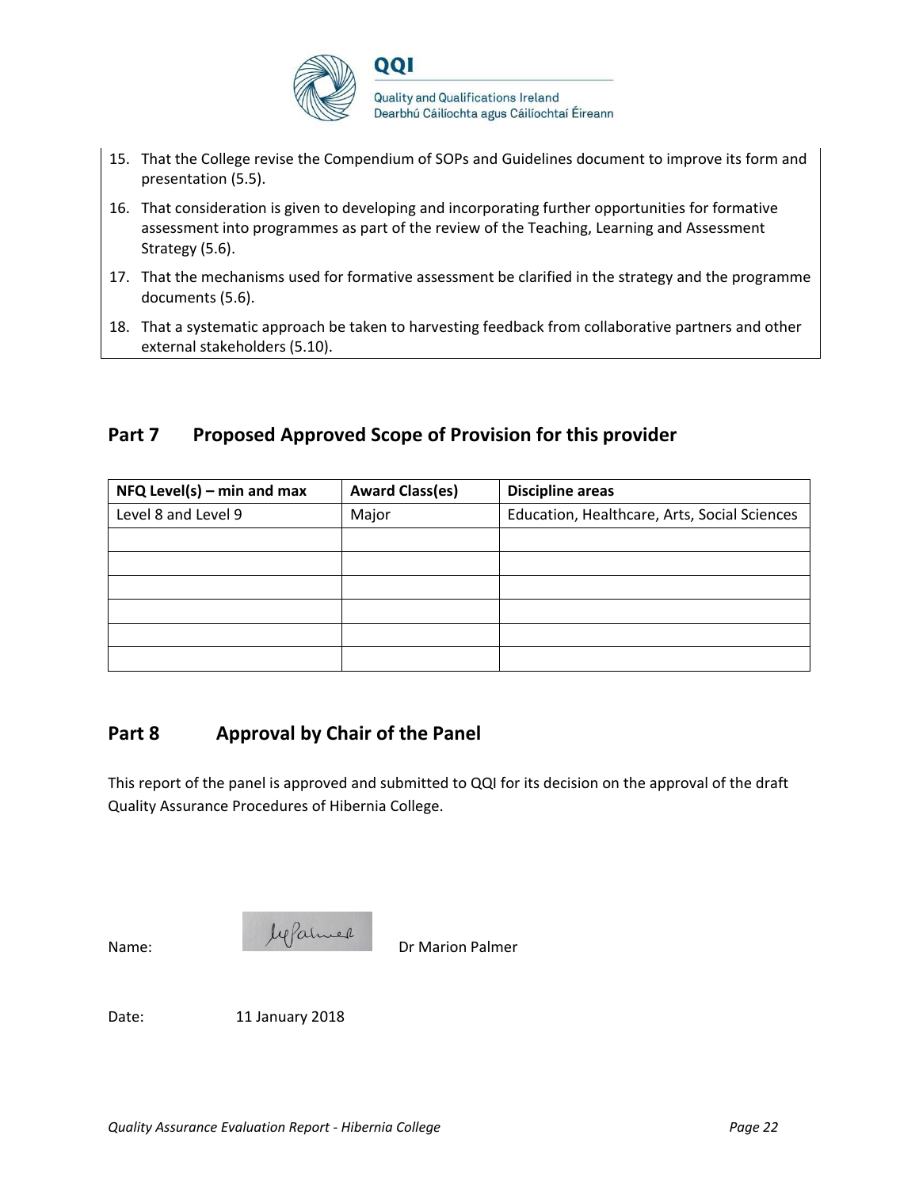15. That the College revise the Compendium of SOPs and Guidelines document to improve its form and presentation (5.5).
16. That consideration is given to developing and incorporating further opportunities for formative assessment into programmes as part of the review of the Teaching, Learning and Assessment Strategy (5.6).
17. That the mechanisms used for formative assessment be clarified in the strategy and the programme documents (5.6).
18. That a systematic approach be taken to harvesting feedback from collaborative partners and other external stakeholders (5.10).

## Part 7 Proposed Approved Scope of Provision for this provider

| NFQ Level(s) – min and max | Award Class(es) | Discipline areas |
|---|---|---|
| Level 8 and Level 9 | Major | Education, Healthcare, Arts, Social Sciences |
| | | |
| | | |
| | | |
| | | |
| | | |
| | | |

## Part 8 Approval by Chair of the Panel

This report of the panel is approved and submitted to QQI for its decision on the approval of the draft Quality Assurance Procedures of Hibernia College.

Name: Dr Marion Palmer

Date: 11 January 2018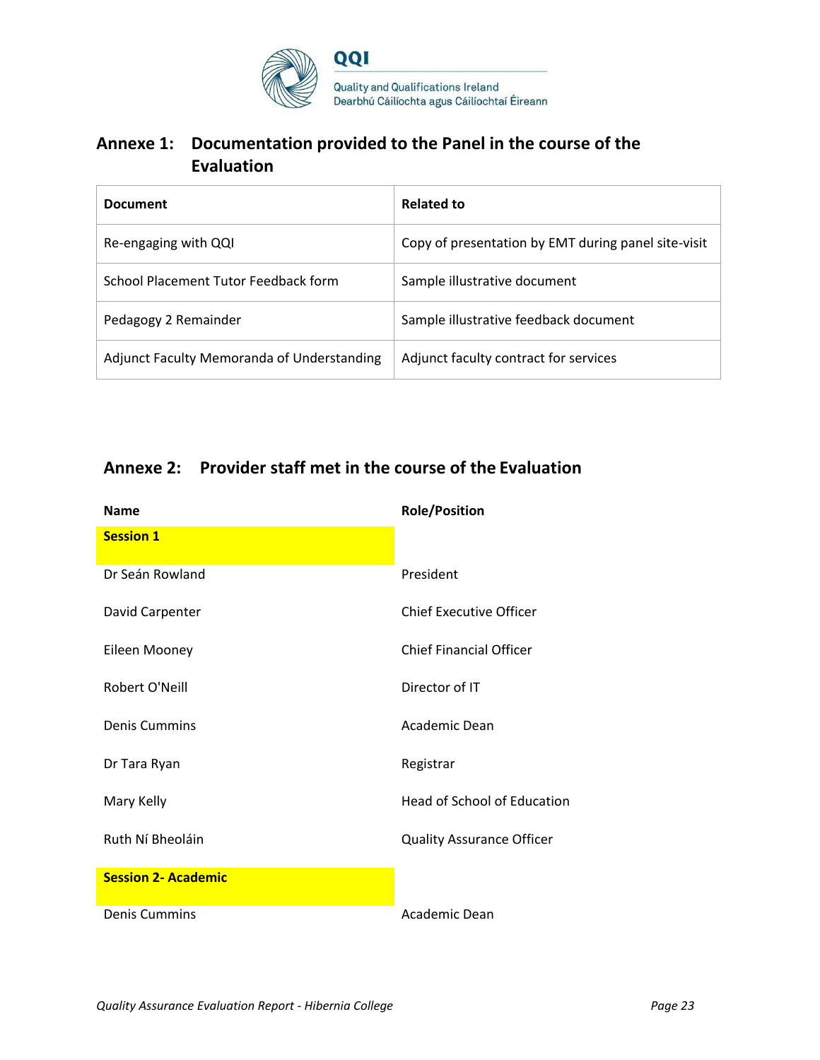## Annexe 1: Documentation provided to the Panel in the course of the Evaluation

| Document | Related to |
|---|---|
| Re-engaging with QQI | Copy of presentation by EMT during panel site-visit |
| School Placement Tutor Feedback form | Sample illustrative document |
| Pedagogy 2 Remainder | Sample illustrative feedback document |
| Adjunct Faculty Memoranda of Understanding | Adjunct faculty contract for services |

## Annexe 2: Provider staff met in the course of the Evaluation

| Name | Role/Position |
|---|---|
| **Session 1** | |
| Dr Seán Rowland | President |
| David Carpenter | Chief Executive Officer |
| Eileen Mooney | Chief Financial Officer |
| Robert O'Neill | Director of IT |
| Denis Cummins | Academic Dean |
| Dr Tara Ryan | Registrar |
| Mary Kelly | Head of School of Education |
| Ruth Ní Bheoláin | Quality Assurance Officer |
| **Session 2- Academic** | |
| Denis Cummins | Academic Dean |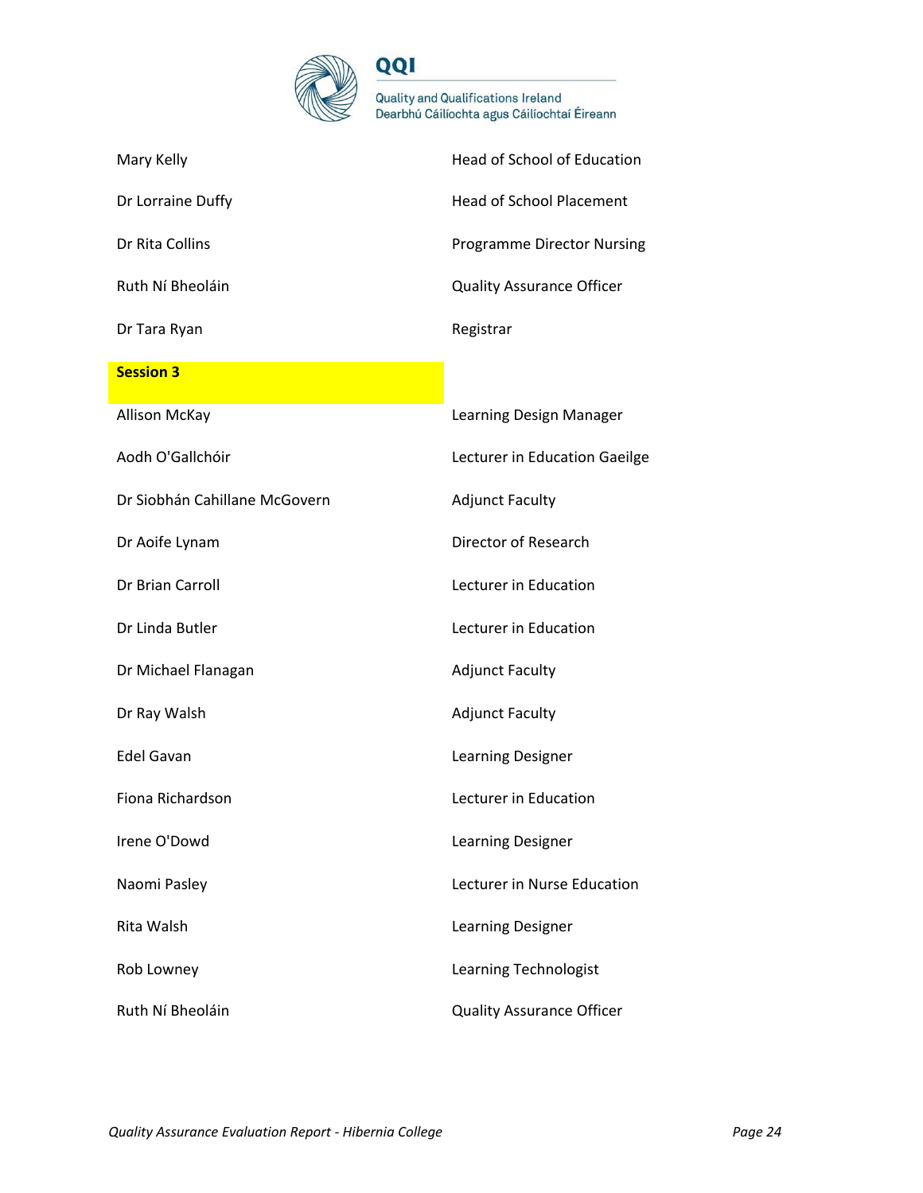| | |
|---|---|
| Mary Kelly | Head of School of Education |
| Dr Lorraine Duffy | Head of School Placement |
| Dr Rita Collins | Programme Director Nursing |
| Ruth Ní Bheoláin | Quality Assurance Officer |
| Dr Tara Ryan | Registrar |
| **Session 3** | |
| Allison McKay | Learning Design Manager |
| Aodh O'Gallchóir | Lecturer in Education Gaeilge |
| Dr Siobhán Cahillane McGovern | Adjunct Faculty |
| Dr Aoife Lynam | Director of Research |
| Dr Brian Carroll | Lecturer in Education |
| Dr Linda Butler | Lecturer in Education |
| Dr Michael Flanagan | Adjunct Faculty |
| Dr Ray Walsh | Adjunct Faculty |
| Edel Gavan | Learning Designer |
| Fiona Richardson | Lecturer in Education |
| Irene O'Dowd | Learning Designer |
| Naomi Pasley | Lecturer in Nurse Education |
| Rita Walsh | Learning Designer |
| Rob Lowney | Learning Technologist |
| Ruth Ní Bheoláin | Quality Assurance Officer |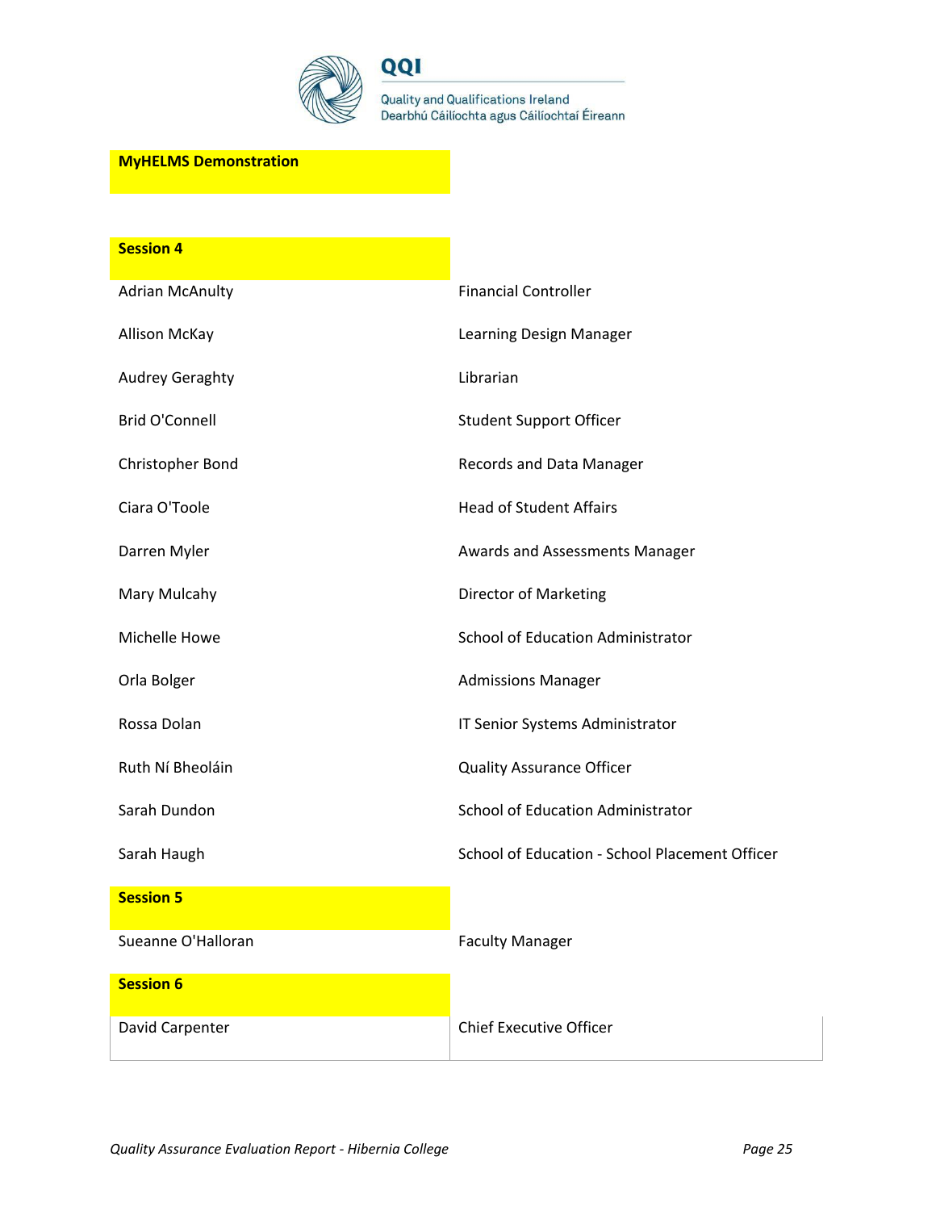| **MyHELMS Demonstration** | |
|---|---|
| **Session 4** | |
| Adrian McAnulty | Financial Controller |
| Allison McKay | Learning Design Manager |
| Audrey Geraghty | Librarian |
| Brid O'Connell | Student Support Officer |
| Christopher Bond | Records and Data Manager |
| Ciara O'Toole | Head of Student Affairs |
| Darren Myler | Awards and Assessments Manager |
| Mary Mulcahy | Director of Marketing |
| Michelle Howe | School of Education Administrator |
| Orla Bolger | Admissions Manager |
| Rossa Dolan | IT Senior Systems Administrator |
| Ruth Ní Bheoláin | Quality Assurance Officer |
| Sarah Dundon | School of Education Administrator |
| Sarah Haugh | School of Education - School Placement Officer |
| **Session 5** | |
| Sueanne O'Halloran | Faculty Manager |
| **Session 6** | |
| David Carpenter | Chief Executive Officer |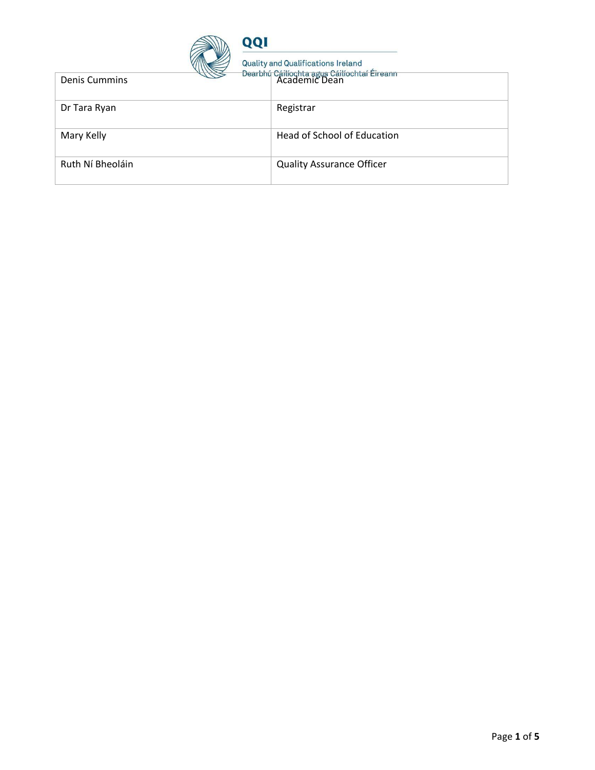| Denis Cummins | Academic Dean |
|---|---|
| Dr Tara Ryan | Registrar |
| Mary Kelly | Head of School of Education |
| Ruth Ní Bheoláin | Quality Assurance Officer |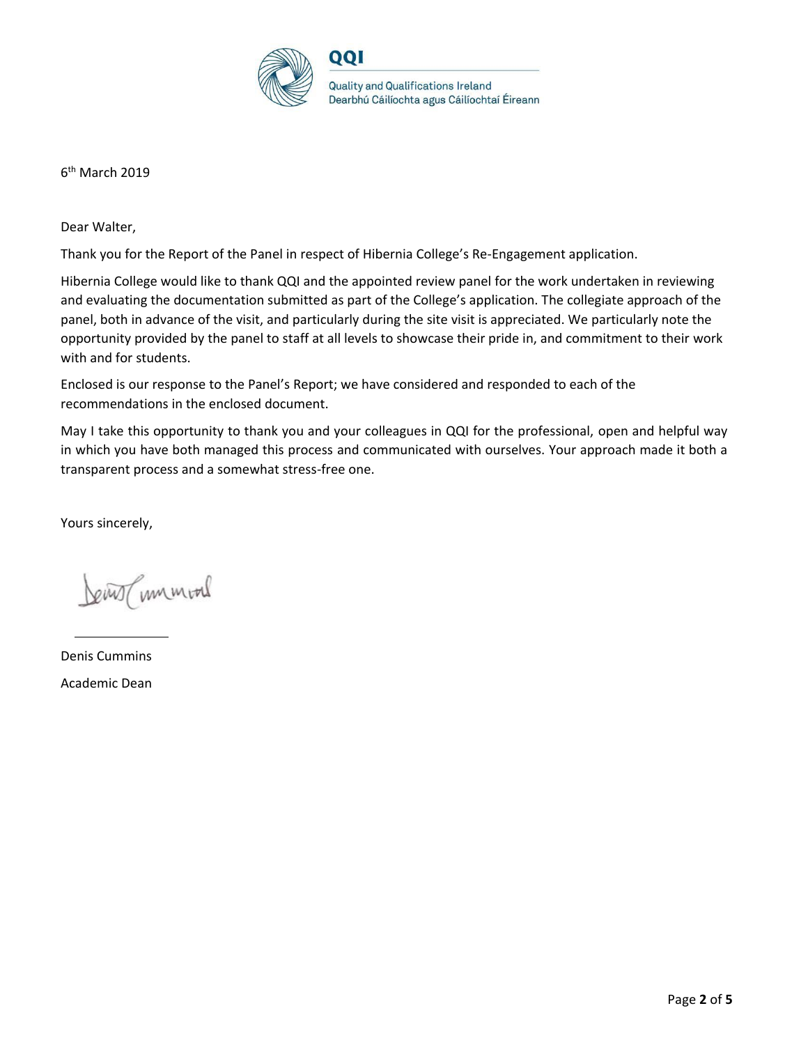QQI

Quality and Qualifications Ireland
Dearbhú Cáilíochta agus Cáilíochtaí Éireann

6th March 2019

Dear Walter,

Thank you for the Report of the Panel in respect of Hibernia College's Re-Engagement application.

Hibernia College would like to thank QQI and the appointed review panel for the work undertaken in reviewing and evaluating the documentation submitted as part of the College's application. The collegiate approach of the panel, both in advance of the visit, and particularly during the site visit is appreciated. We particularly note the opportunity provided by the panel to staff at all levels to showcase their pride in, and commitment to their work with and for students.

Enclosed is our response to the Panel's Report; we have considered and responded to each of the recommendations in the enclosed document.

May I take this opportunity to thank you and your colleagues in QQI for the professional, open and helpful way in which you have both managed this process and communicated with ourselves. Your approach made it both a transparent process and a somewhat stress-free one.

Yours sincerely,

Denis Cummins

Academic Dean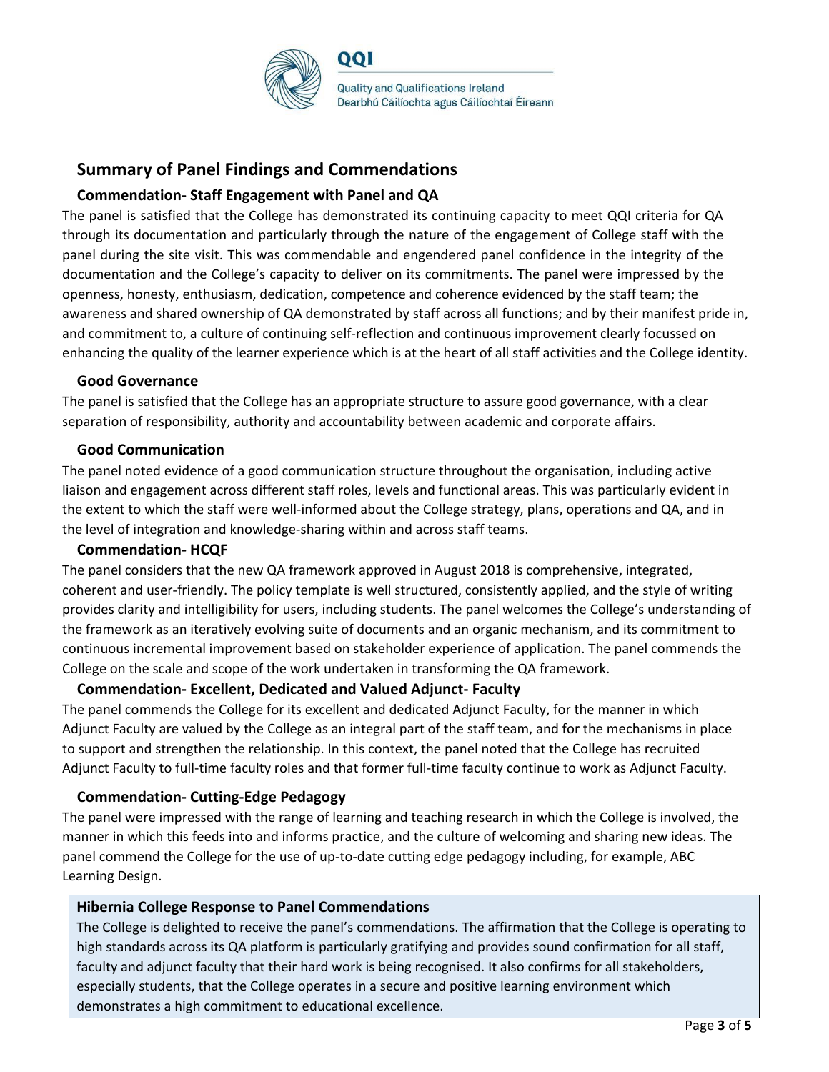## Summary of Panel Findings and Commendations

### Commendation- Staff Engagement with Panel and QA

The panel is satisfied that the College has demonstrated its continuing capacity to meet QQI criteria for QA through its documentation and particularly through the nature of the engagement of College staff with the panel during the site visit. This was commendable and engendered panel confidence in the integrity of the documentation and the College's capacity to deliver on its commitments. The panel were impressed by the openness, honesty, enthusiasm, dedication, competence and coherence evidenced by the staff team; the awareness and shared ownership of QA demonstrated by staff across all functions; and by their manifest pride in, and commitment to, a culture of continuing self-reflection and continuous improvement clearly focussed on enhancing the quality of the learner experience which is at the heart of all staff activities and the College identity.

### Good Governance

The panel is satisfied that the College has an appropriate structure to assure good governance, with a clear separation of responsibility, authority and accountability between academic and corporate affairs.

### Good Communication

The panel noted evidence of a good communication structure throughout the organisation, including active liaison and engagement across different staff roles, levels and functional areas. This was particularly evident in the extent to which the staff were well-informed about the College strategy, plans, operations and QA, and in the level of integration and knowledge-sharing within and across staff teams.

### Commendation- HCQF

The panel considers that the new QA framework approved in August 2018 is comprehensive, integrated, coherent and user-friendly. The policy template is well structured, consistently applied, and the style of writing provides clarity and intelligibility for users, including students. The panel welcomes the College's understanding of the framework as an iteratively evolving suite of documents and an organic mechanism, and its commitment to continuous incremental improvement based on stakeholder experience of application. The panel commends the College on the scale and scope of the work undertaken in transforming the QA framework.

### Commendation- Excellent, Dedicated and Valued Adjunct- Faculty

The panel commends the College for its excellent and dedicated Adjunct Faculty, for the manner in which Adjunct Faculty are valued by the College as an integral part of the staff team, and for the mechanisms in place to support and strengthen the relationship. In this context, the panel noted that the College has recruited Adjunct Faculty to full-time faculty roles and that former full-time faculty continue to work as Adjunct Faculty.

### Commendation- Cutting-Edge Pedagogy

The panel were impressed with the range of learning and teaching research in which the College is involved, the manner in which this feeds into and informs practice, and the culture of welcoming and sharing new ideas. The panel commend the College for the use of up-to-date cutting edge pedagogy including, for example, ABC Learning Design.

**Hibernia College Response to Panel Commendations**

The College is delighted to receive the panel's commendations. The affirmation that the College is operating to high standards across its QA platform is particularly gratifying and provides sound confirmation for all staff, faculty and adjunct faculty that their hard work is being recognised. It also confirms for all stakeholders, especially students, that the College operates in a secure and positive learning environment which demonstrates a high commitment to educational excellence.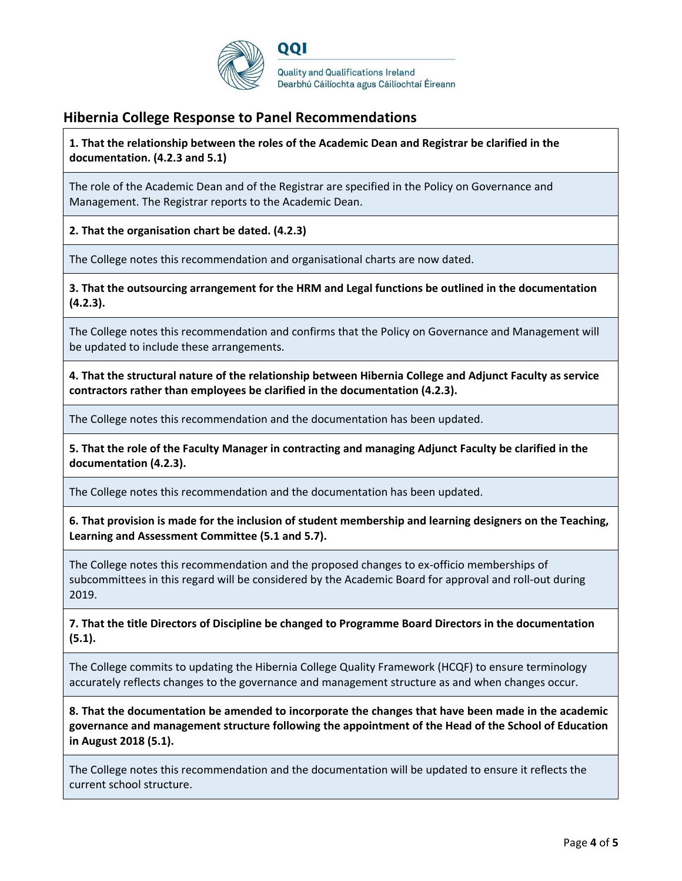## Hibernia College Response to Panel Recommendations

**1. That the relationship between the roles of the Academic Dean and Registrar be clarified in the documentation. (4.2.3 and 5.1)**

The role of the Academic Dean and of the Registrar are specified in the Policy on Governance and Management. The Registrar reports to the Academic Dean.

**2. That the organisation chart be dated. (4.2.3)**

The College notes this recommendation and organisational charts are now dated.

**3. That the outsourcing arrangement for the HRM and Legal functions be outlined in the documentation (4.2.3).**

The College notes this recommendation and confirms that the Policy on Governance and Management will be updated to include these arrangements.

**4. That the structural nature of the relationship between Hibernia College and Adjunct Faculty as service contractors rather than employees be clarified in the documentation (4.2.3).**

The College notes this recommendation and the documentation has been updated.

**5. That the role of the Faculty Manager in contracting and managing Adjunct Faculty be clarified in the documentation (4.2.3).**

The College notes this recommendation and the documentation has been updated.

**6. That provision is made for the inclusion of student membership and learning designers on the Teaching, Learning and Assessment Committee (5.1 and 5.7).**

The College notes this recommendation and the proposed changes to ex-officio memberships of subcommittees in this regard will be considered by the Academic Board for approval and roll-out during 2019.

**7. That the title Directors of Discipline be changed to Programme Board Directors in the documentation (5.1).**

The College commits to updating the Hibernia College Quality Framework (HCQF) to ensure terminology accurately reflects changes to the governance and management structure as and when changes occur.

**8. That the documentation be amended to incorporate the changes that have been made in the academic governance and management structure following the appointment of the Head of the School of Education in August 2018 (5.1).**

The College notes this recommendation and the documentation will be updated to ensure it reflects the current school structure.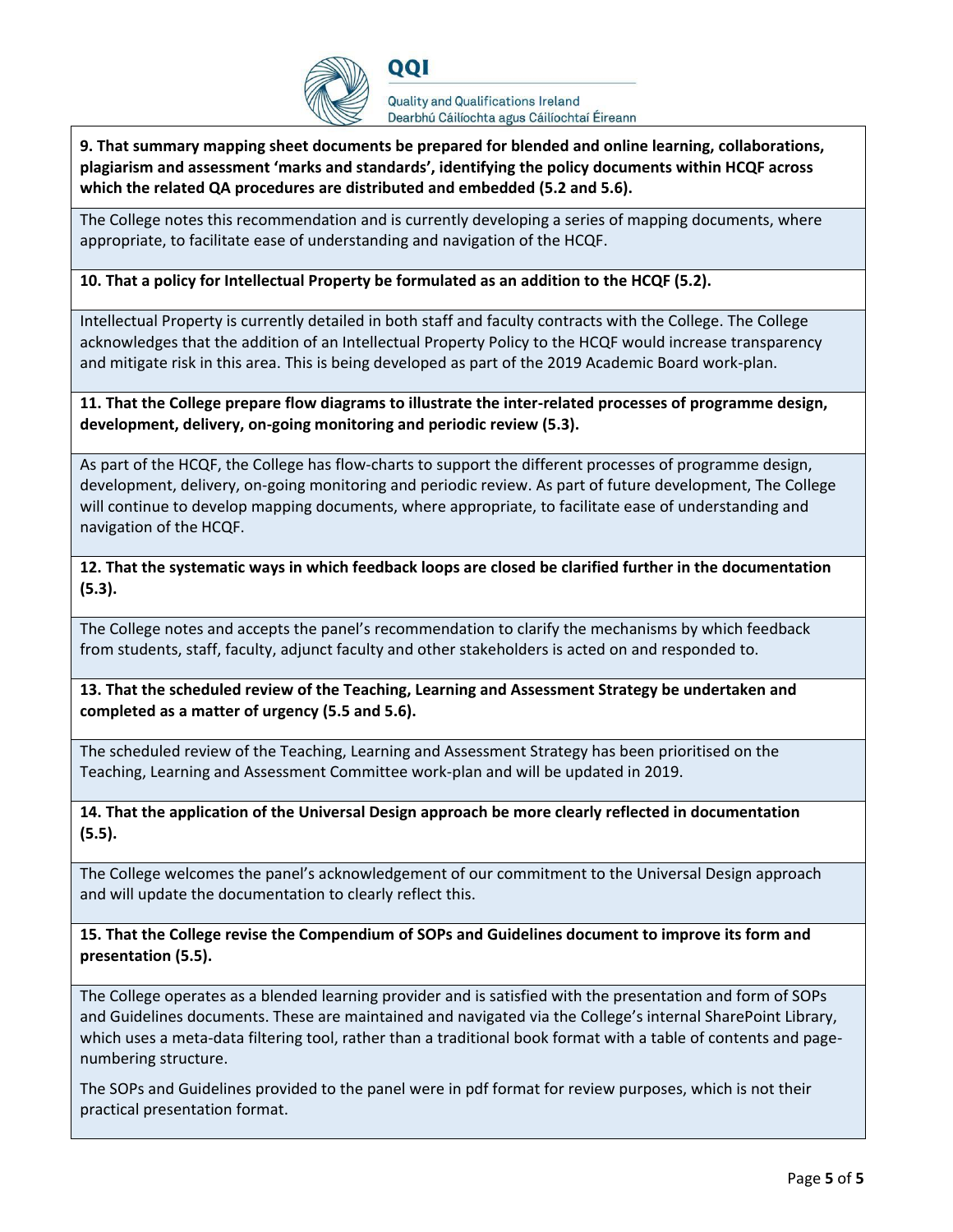**9. That summary mapping sheet documents be prepared for blended and online learning, collaborations, plagiarism and assessment 'marks and standards', identifying the policy documents within HCQF across which the related QA procedures are distributed and embedded (5.2 and 5.6).**

The College notes this recommendation and is currently developing a series of mapping documents, where appropriate, to facilitate ease of understanding and navigation of the HCQF.

**10. That a policy for Intellectual Property be formulated as an addition to the HCQF (5.2).**

Intellectual Property is currently detailed in both staff and faculty contracts with the College. The College acknowledges that the addition of an Intellectual Property Policy to the HCQF would increase transparency and mitigate risk in this area. This is being developed as part of the 2019 Academic Board work-plan.

**11. That the College prepare flow diagrams to illustrate the inter-related processes of programme design, development, delivery, on-going monitoring and periodic review (5.3).**

As part of the HCQF, the College has flow-charts to support the different processes of programme design, development, delivery, on-going monitoring and periodic review. As part of future development, The College will continue to develop mapping documents, where appropriate, to facilitate ease of understanding and navigation of the HCQF.

**12. That the systematic ways in which feedback loops are closed be clarified further in the documentation (5.3).**

The College notes and accepts the panel's recommendation to clarify the mechanisms by which feedback from students, staff, faculty, adjunct faculty and other stakeholders is acted on and responded to.

**13. That the scheduled review of the Teaching, Learning and Assessment Strategy be undertaken and completed as a matter of urgency (5.5 and 5.6).**

The scheduled review of the Teaching, Learning and Assessment Strategy has been prioritised on the Teaching, Learning and Assessment Committee work-plan and will be updated in 2019.

**14. That the application of the Universal Design approach be more clearly reflected in documentation (5.5).**

The College welcomes the panel's acknowledgement of our commitment to the Universal Design approach and will update the documentation to clearly reflect this.

**15. That the College revise the Compendium of SOPs and Guidelines document to improve its form and presentation (5.5).**

The College operates as a blended learning provider and is satisfied with the presentation and form of SOPs and Guidelines documents. These are maintained and navigated via the College's internal SharePoint Library, which uses a meta-data filtering tool, rather than a traditional book format with a table of contents and page-numbering structure.

The SOPs and Guidelines provided to the panel were in pdf format for review purposes, which is not their practical presentation format.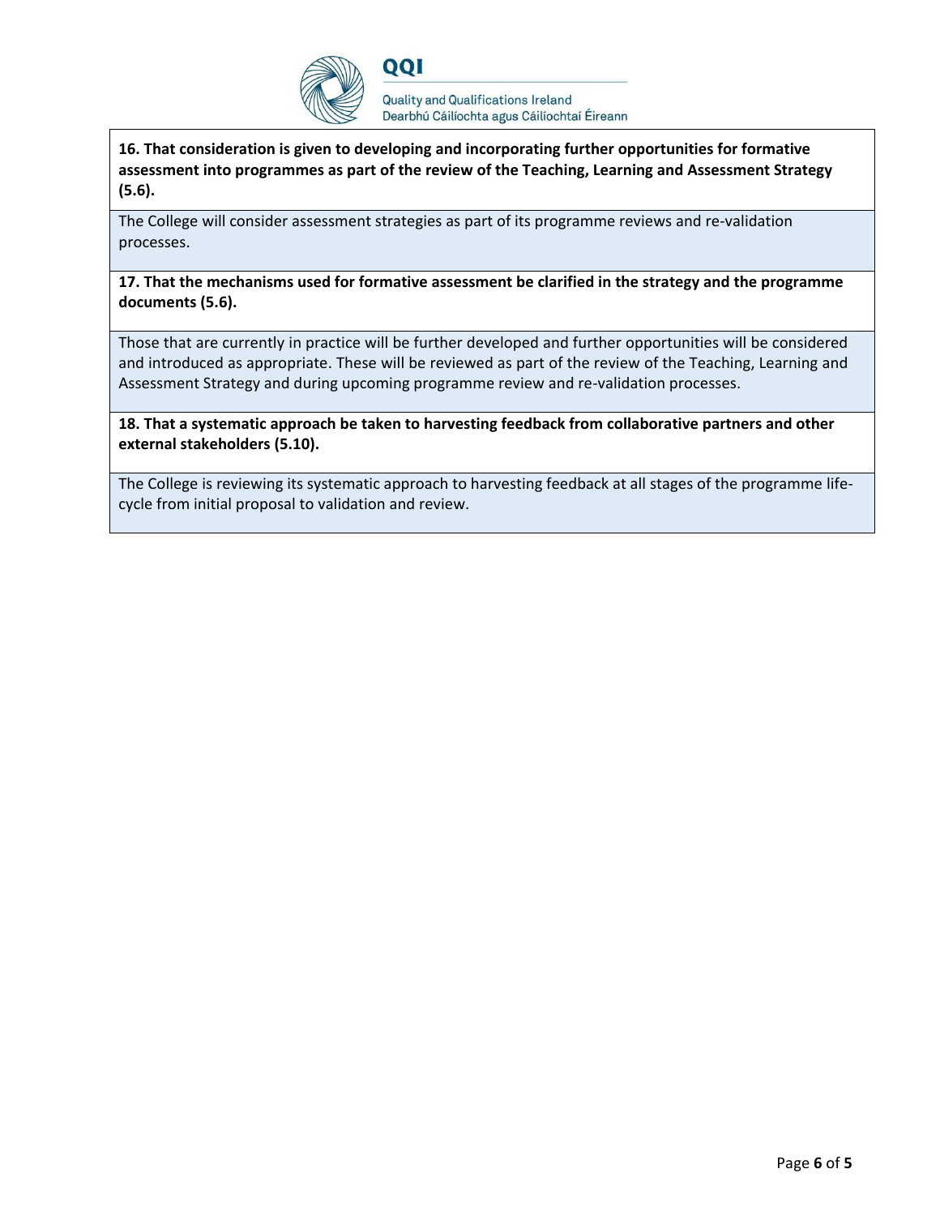**16. That consideration is given to developing and incorporating further opportunities for formative assessment into programmes as part of the review of the Teaching, Learning and Assessment Strategy (5.6).**

The College will consider assessment strategies as part of its programme reviews and re-validation processes.

**17. That the mechanisms used for formative assessment be clarified in the strategy and the programme documents (5.6).**

Those that are currently in practice will be further developed and further opportunities will be considered and introduced as appropriate. These will be reviewed as part of the review of the Teaching, Learning and Assessment Strategy and during upcoming programme review and re-validation processes.

**18. That a systematic approach be taken to harvesting feedback from collaborative partners and other external stakeholders (5.10).**

The College is reviewing its systematic approach to harvesting feedback at all stages of the programme life-cycle from initial proposal to validation and review.